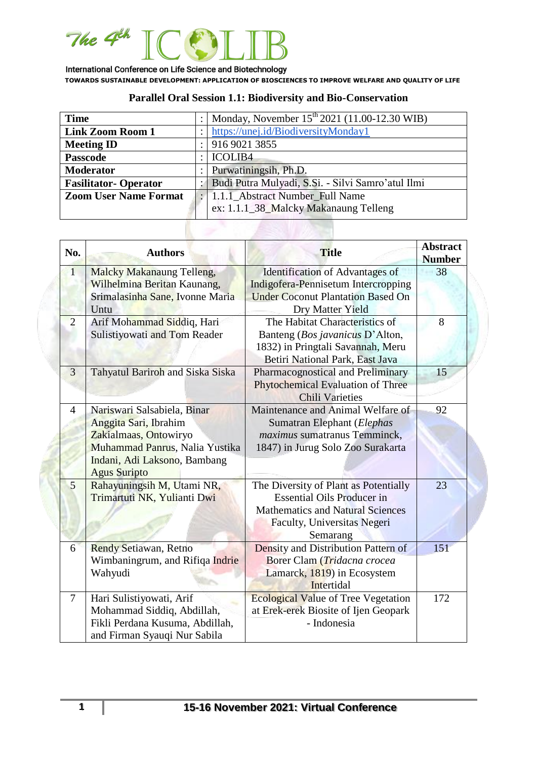# The 4th ICOLIB

International Conference on Life Science and Biotechnology

TOWARDS SUSTAINABLE DEVELOPMENT: APPLICATION OF BIOSCIENCES TO IMPROVE WELFARE AND QUALITY OF LIFE

## Parallel Oral Session 1.1: Biodiversity and Bio-Conservation

| | | |
|---|---|---|
| **Time** | : | Monday, November 15th 2021 (11.00-12.30 WIB) |
| **Link Zoom Room 1** | : | https://unej.id/BiodiversityMonday1 |
| **Meeting ID** | : | 916 9021 3855 |
| **Passcode** | : | ICOLIB4 |
| **Moderator** | : | Purwatiningsih, Ph.D. |
| **Fasilitator- Operator** | : | Budi Putra Mulyadi, S.Si. - Silvi Samro'atul Ilmi |
| **Zoom User Name Format** | : | 1.1.1_Abstract Number_Full Name<br>ex: 1.1.1_38_Malcky Makanaung Telleng |

| No. | Authors | Title | Abstract Number |
|---|---|---|---|
| 1 | Malcky Makanaung Telleng, Wilhelmina Beritan Kaunang, Srimalasinha Sane, Ivonne Maria Untu | Identification of Advantages of Indigofera-Pennisetum Intercropping Under Coconut Plantation Based On Dry Matter Yield | 38 |
| 2 | Arif Mohammad Siddiq, Hari Sulistiyowati and Tom Reader | The Habitat Characteristics of Banteng (*Bos javanicus* D'Alton, 1832) in Pringtali Savannah, Meru Betiri National Park, East Java | 8 |
| 3 | Tahyatul Bariroh and Siska Siska | Pharmacognostical and Preliminary Phytochemical Evaluation of Three Chili Varieties | 15 |
| 4 | Nariswari Salsabiela, Binar Anggita Sari, Ibrahim Zakialmaas, Ontowiryo Muhammad Panrus, Nalia Yustika Indani, Adi Laksono, Bambang Agus Suripto | Maintenance and Animal Welfare of Sumatran Elephant (*Elephas maximus* sumatranus Temminck, 1847) in Jurug Solo Zoo Surakarta | 92 |
| 5 | Rahayuningsih M, Utami NR, Trimartuti NK, Yulianti Dwi | The Diversity of Plant as Potentially Essential Oils Producer in Mathematics and Natural Sciences Faculty, Universitas Negeri Semarang | 23 |
| 6 | Rendy Setiawan, Retno Wimbaningrum, and Rifiqa Indrie Wahyudi | Density and Distribution Pattern of Borer Clam (*Tridacna crocea* Lamarck, 1819) in Ecosystem Intertidal | 151 |
| 7 | Hari Sulistiyowati, Arif Mohammad Siddiq, Abdillah, Fikli Perdana Kusuma, Abdillah, and Firman Syauqi Nur Sabila | Ecological Value of Tree Vegetation at Erek-erek Biosite of Ijen Geopark - Indonesia | 172 |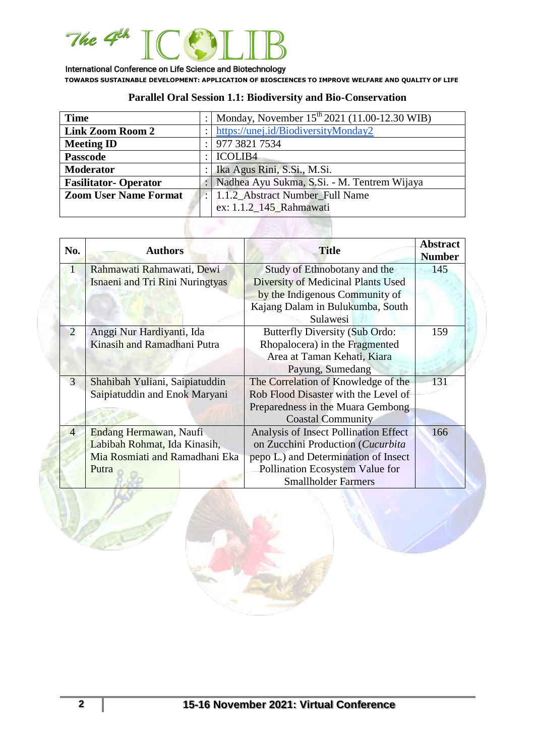## Parallel Oral Session 1.1: Biodiversity and Bio-Conservation

| | | |
|---|---|---|
| **Time** | : | Monday, November 15th 2021 (11.00-12.30 WIB) |
| **Link Zoom Room 2** | : | https://unej.id/BiodiversityMonday2 |
| **Meeting ID** | : | 977 3821 7534 |
| **Passcode** | : | ICOLIB4 |
| **Moderator** | : | Ika Agus Rini, S.Si., M.Si. |
| **Fasilitator- Operator** | : | Nadhea Ayu Sukma, S.Si. - M. Tentrem Wijaya |
| **Zoom User Name Format** | : | 1.1.2_Abstract Number_Full Name<br>ex: 1.1.2_145_Rahmawati |

| No. | Authors | Title | Abstract Number |
|---|---|---|---|
| 1 | Rahmawati Rahmawati, Dewi Isnaeni and Tri Rini Nuringtyas | Study of Ethnobotany and the Diversity of Medicinal Plants Used by the Indigenous Community of Kajang Dalam in Bulukumba, South Sulawesi | 145 |
| 2 | Anggi Nur Hardiyanti, Ida Kinasih and Ramadhani Putra | Butterfly Diversity (Sub Ordo: Rhopalocera) in the Fragmented Area at Taman Kehati, Kiara Payung, Sumedang | 159 |
| 3 | Shahibah Yuliani, Saipiatuddin Saipiatuddin and Enok Maryani | The Correlation of Knowledge of the Rob Flood Disaster with the Level of Preparedness in the Muara Gembong Coastal Community | 131 |
| 4 | Endang Hermawan, Naufi Labibah Rohmat, Ida Kinasih, Mia Rosmiati and Ramadhani Eka Putra | Analysis of Insect Pollination Effect on Zucchini Production (*Cucurbita pepo* L.) and Determination of Insect Pollination Ecosystem Value for Smallholder Farmers | 166 |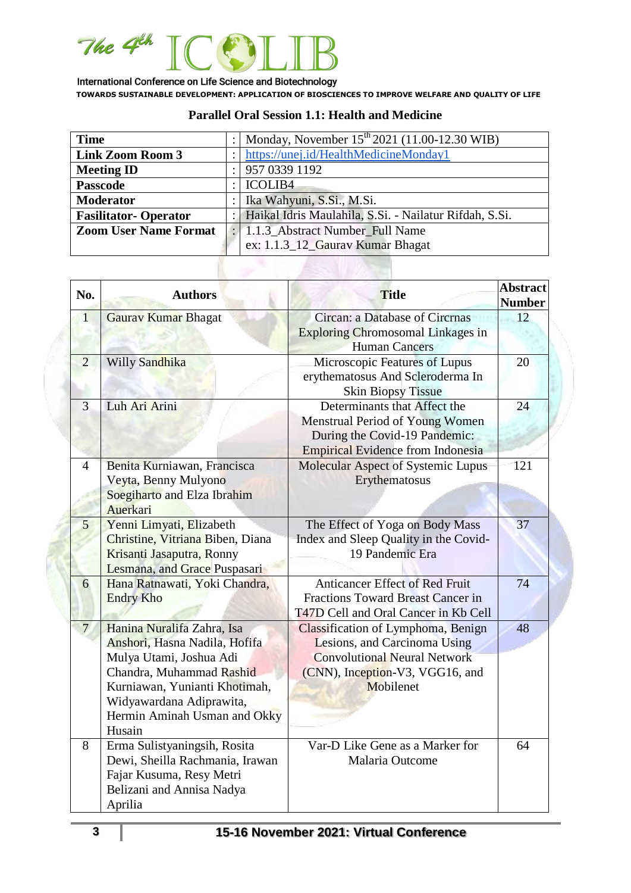### Parallel Oral Session 1.1: Health and Medicine

| | | |
|---|---|---|
| **Time** | : | Monday, November 15th 2021 (11.00-12.30 WIB) |
| **Link Zoom Room 3** | : | https://unej.id/HealthMedicineMonday1 |
| **Meeting ID** | : | 957 0339 1192 |
| **Passcode** | : | ICOLIB4 |
| **Moderator** | : | Ika Wahyuni, S.Si., M.Si. |
| **Fasilitator- Operator** | : | Haikal Idris Maulahila, S.Si. - Nailatur Rifdah, S.Si. |
| **Zoom User Name Format** | : | 1.1.3_Abstract Number_Full Name<br>ex: 1.1.3_12_Gaurav Kumar Bhagat |

| No. | Authors | Title | Abstract Number |
|---|---|---|---|
| 1 | Gaurav Kumar Bhagat | Circan: a Database of Circrnas Exploring Chromosomal Linkages in Human Cancers | 12 |
| 2 | Willy Sandhika | Microscopic Features of Lupus erythematosus And Scleroderma In Skin Biopsy Tissue | 20 |
| 3 | Luh Ari Arini | Determinants that Affect the Menstrual Period of Young Women During the Covid-19 Pandemic: Empirical Evidence from Indonesia | 24 |
| 4 | Benita Kurniawan, Francisca Veyta, Benny Mulyono Soegiharto and Elza Ibrahim Auerkari | Molecular Aspect of Systemic Lupus Erythematosus | 121 |
| 5 | Yenni Limyati, Elizabeth Christine, Vitriana Biben, Diana Krisanti Jasaputra, Ronny Lesmana, and Grace Puspasari | The Effect of Yoga on Body Mass Index and Sleep Quality in the Covid-19 Pandemic Era | 37 |
| 6 | Hana Ratnawati, Yoki Chandra, Endry Kho | Anticancer Effect of Red Fruit Fractions Toward Breast Cancer in T47D Cell and Oral Cancer in Kb Cell | 74 |
| 7 | Hanina Nuralifa Zahra, Isa Anshori, Hasna Nadila, Hofifa Mulya Utami, Joshua Adi Chandra, Muhammad Rashid Kurniawan, Yunianti Khotimah, Widyawardana Adiprawita, Hermin Aminah Usman and Okky Husain | Classification of Lymphoma, Benign Lesions, and Carcinoma Using Convolutional Neural Network (CNN), Inception-V3, VGG16, and Mobilenet | 48 |
| 8 | Erma Sulistyaningsih, Rosita Dewi, Sheilla Rachmania, Irawan Fajar Kusuma, Resy Metri Belizani and Annisa Nadya Aprilia | Var-D Like Gene as a Marker for Malaria Outcome | 64 |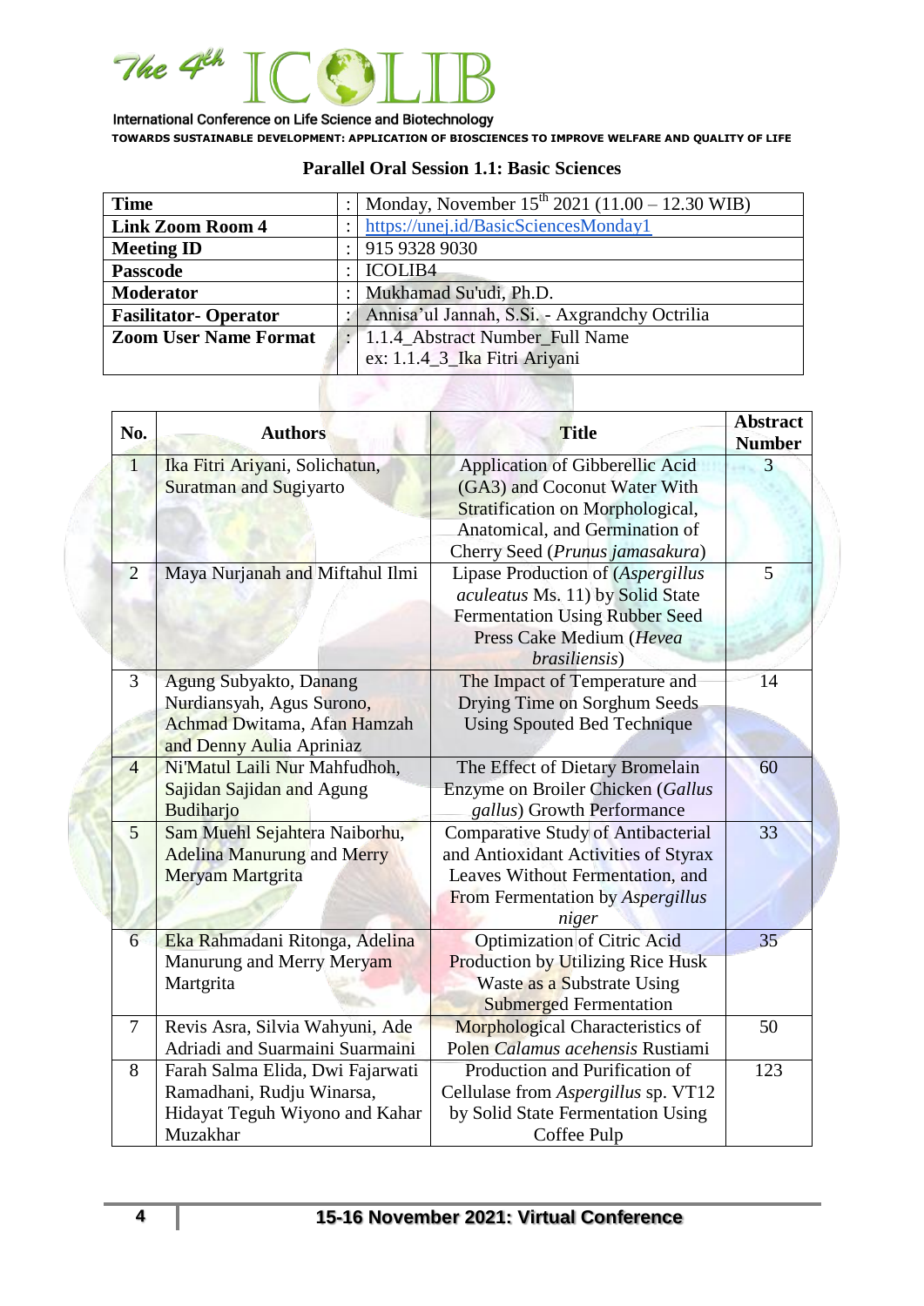## Parallel Oral Session 1.1: Basic Sciences

| | | |
|---|---|---|
| **Time** | : | Monday, November 15th 2021 (11.00 – 12.30 WIB) |
| **Link Zoom Room 4** | : | https://unej.id/BasicSciencesMonday1 |
| **Meeting ID** | : | 915 9328 9030 |
| **Passcode** | : | ICOLIB4 |
| **Moderator** | : | Mukhamad Su'udi, Ph.D. |
| **Fasilitator- Operator** | : | Annisa'ul Jannah, S.Si. - Axgrandchy Octrilia |
| **Zoom User Name Format** | : | 1.1.4_Abstract Number_Full Name<br>ex: 1.1.4_3_Ika Fitri Ariyani |

| No. | Authors | Title | Abstract Number |
|---|---|---|---|
| 1 | Ika Fitri Ariyani, Solichatun, Suratman and Sugiyarto | Application of Gibberellic Acid (GA3) and Coconut Water With Stratification on Morphological, Anatomical, and Germination of Cherry Seed (*Prunus jamasakura*) | 3 |
| 2 | Maya Nurjanah and Miftahul Ilmi | Lipase Production of (*Aspergillus aculeatus* Ms. 11) by Solid State Fermentation Using Rubber Seed Press Cake Medium (*Hevea brasiliensis*) | 5 |
| 3 | Agung Subyakto, Danang Nurdiansyah, Agus Surono, Achmad Dwitama, Afan Hamzah and Denny Aulia Apriniaz | The Impact of Temperature and Drying Time on Sorghum Seeds Using Spouted Bed Technique | 14 |
| 4 | Ni'Matul Laili Nur Mahfudhoh, Sajidan Sajidan and Agung Budiharjo | The Effect of Dietary Bromelain Enzyme on Broiler Chicken (*Gallus gallus*) Growth Performance | 60 |
| 5 | Sam Muehl Sejahtera Naiborhu, Adelina Manurung and Merry Meryam Martgrita | Comparative Study of Antibacterial and Antioxidant Activities of Styrax Leaves Without Fermentation, and From Fermentation by *Aspergillus niger* | 33 |
| 6 | Eka Rahmadani Ritonga, Adelina Manurung and Merry Meryam Martgrita | Optimization of Citric Acid Production by Utilizing Rice Husk Waste as a Substrate Using Submerged Fermentation | 35 |
| 7 | Revis Asra, Silvia Wahyuni, Ade Adriadi and Suarmaini Suarmaini | Morphological Characteristics of Polen *Calamus acehensis* Rustiami | 50 |
| 8 | Farah Salma Elida, Dwi Fajarwati Ramadhani, Rudju Winarsa, Hidayat Teguh Wiyono and Kahar Muzakhar | Production and Purification of Cellulase from *Aspergillus* sp. VT12 by Solid State Fermentation Using Coffee Pulp | 123 |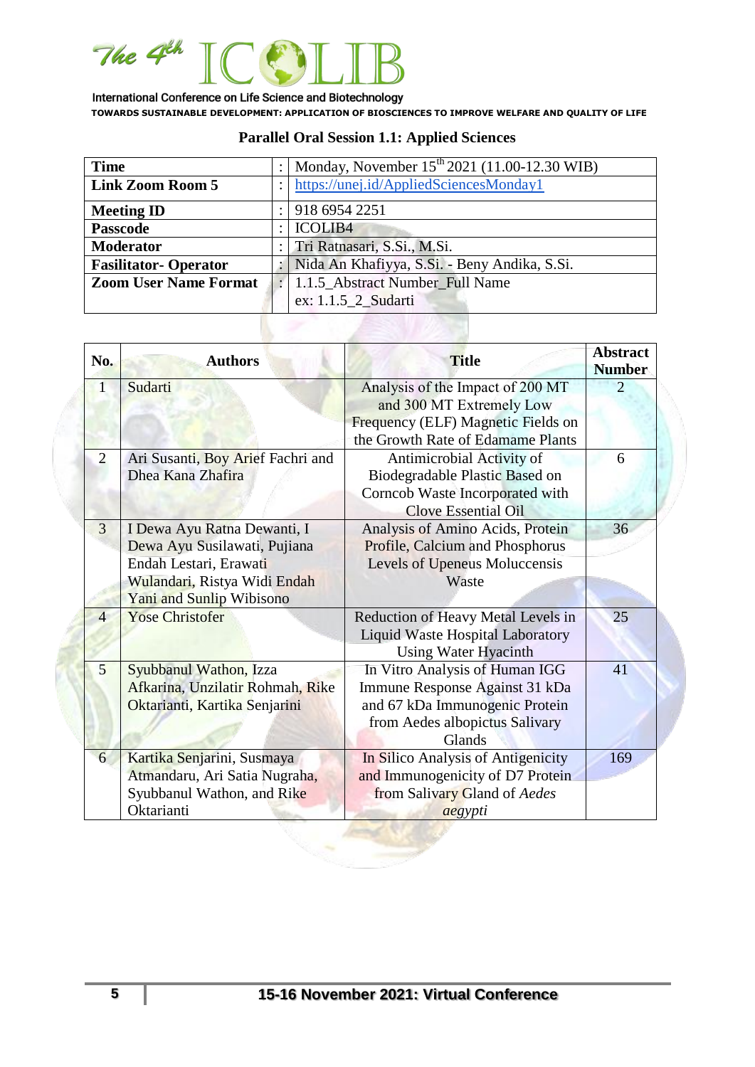## Parallel Oral Session 1.1: Applied Sciences

| | | |
|---|---|---|
| **Time** | : | Monday, November 15th 2021 (11.00-12.30 WIB) |
| **Link Zoom Room 5** | : | https://unej.id/AppliedSciencesMonday1 |
| **Meeting ID** | : | 918 6954 2251 |
| **Passcode** | : | ICOLIB4 |
| **Moderator** | : | Tri Ratnasari, S.Si., M.Si. |
| **Fasilitator- Operator** | : | Nida An Khafiyya, S.Si. - Beny Andika, S.Si. |
| **Zoom User Name Format** | : | 1.1.5_Abstract Number_Full Name<br>ex: 1.1.5_2_Sudarti |

| No. | Authors | Title | Abstract Number |
|---|---|---|---|
| 1 | Sudarti | Analysis of the Impact of 200 MT and 300 MT Extremely Low Frequency (ELF) Magnetic Fields on the Growth Rate of Edamame Plants | 2 |
| 2 | Ari Susanti, Boy Arief Fachri and Dhea Kana Zhafira | Antimicrobial Activity of Biodegradable Plastic Based on Corncob Waste Incorporated with Clove Essential Oil | 6 |
| 3 | I Dewa Ayu Ratna Dewanti, I Dewa Ayu Susilawati, Pujiana Endah Lestari, Erawati Wulandari, Ristya Widi Endah Yani and Sunlip Wibisono | Analysis of Amino Acids, Protein Profile, Calcium and Phosphorus Levels of Upeneus Moluccensis Waste | 36 |
| 4 | Yose Christofer | Reduction of Heavy Metal Levels in Liquid Waste Hospital Laboratory Using Water Hyacinth | 25 |
| 5 | Syubbanul Wathon, Izza Afkarina, Unzilatir Rohmah, Rike Oktarianti, Kartika Senjarini | In Vitro Analysis of Human IGG Immune Response Against 31 kDa and 67 kDa Immunogenic Protein from Aedes albopictus Salivary Glands | 41 |
| 6 | Kartika Senjarini, Susmaya Atmandaru, Ari Satia Nugraha, Syubbanul Wathon, and Rike Oktarianti | In Silico Analysis of Antigenicity and Immunogenicity of D7 Protein from Salivary Gland of *Aedes aegypti* | 169 |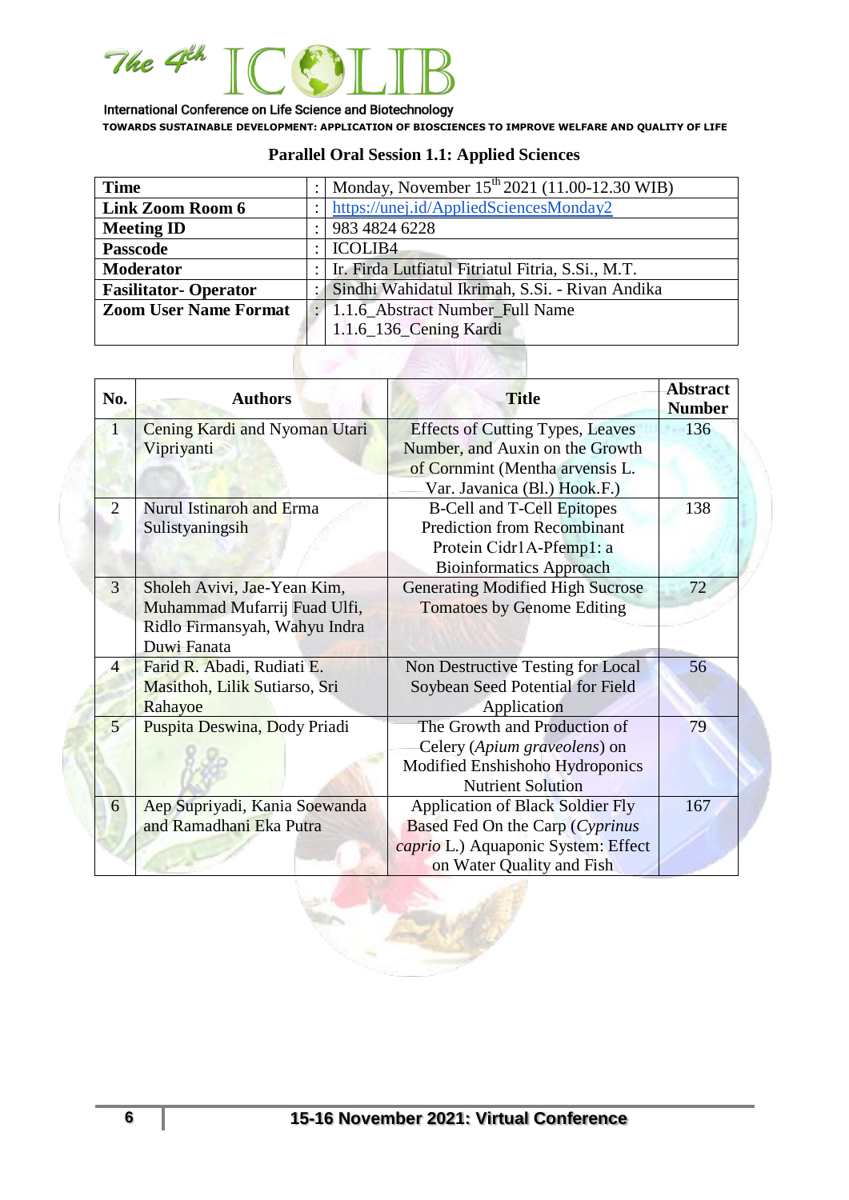### Parallel Oral Session 1.1: Applied Sciences

| | | |
|---|---|---|
| **Time** | : | Monday, November 15th 2021 (11.00-12.30 WIB) |
| **Link Zoom Room 6** | : | https://unej.id/AppliedSciencesMonday2 |
| **Meeting ID** | : | 983 4824 6228 |
| **Passcode** | : | ICOLIB4 |
| **Moderator** | : | Ir. Firda Lutfiatul Fitriatul Fitria, S.Si., M.T. |
| **Fasilitator- Operator** | : | Sindhi Wahidatul Ikrimah, S.Si. - Rivan Andika |
| **Zoom User Name Format** | : | 1.1.6_Abstract Number_Full Name<br>1.1.6_136_Cening Kardi |

| No. | Authors | Title | Abstract Number |
|---|---|---|---|
| 1 | Cening Kardi and Nyoman Utari Vipriyanti | Effects of Cutting Types, Leaves Number, and Auxin on the Growth of Cornmint (Mentha arvensis L. Var. Javanica (Bl.) Hook.F.) | 136 |
| 2 | Nurul Istinaroh and Erma Sulistyaningsih | B-Cell and T-Cell Epitopes Prediction from Recombinant Protein Cidr1A-Pfemp1: a Bioinformatics Approach | 138 |
| 3 | Sholeh Avivi, Jae-Yean Kim, Muhammad Mufarrij Fuad Ulfi, Ridlo Firmansyah, Wahyu Indra Duwi Fanata | Generating Modified High Sucrose Tomatoes by Genome Editing | 72 |
| 4 | Farid R. Abadi, Rudiati E. Masithoh, Lilik Sutiarso, Sri Rahayoe | Non Destructive Testing for Local Soybean Seed Potential for Field Application | 56 |
| 5 | Puspita Deswina, Dody Priadi | The Growth and Production of Celery (*Apium graveolens*) on Modified Enshishoho Hydroponics Nutrient Solution | 79 |
| 6 | Aep Supriyadi, Kania Soewanda and Ramadhani Eka Putra | Application of Black Soldier Fly Based Fed On the Carp (*Cyprinus caprio* L.) Aquaponic System: Effect on Water Quality and Fish | 167 |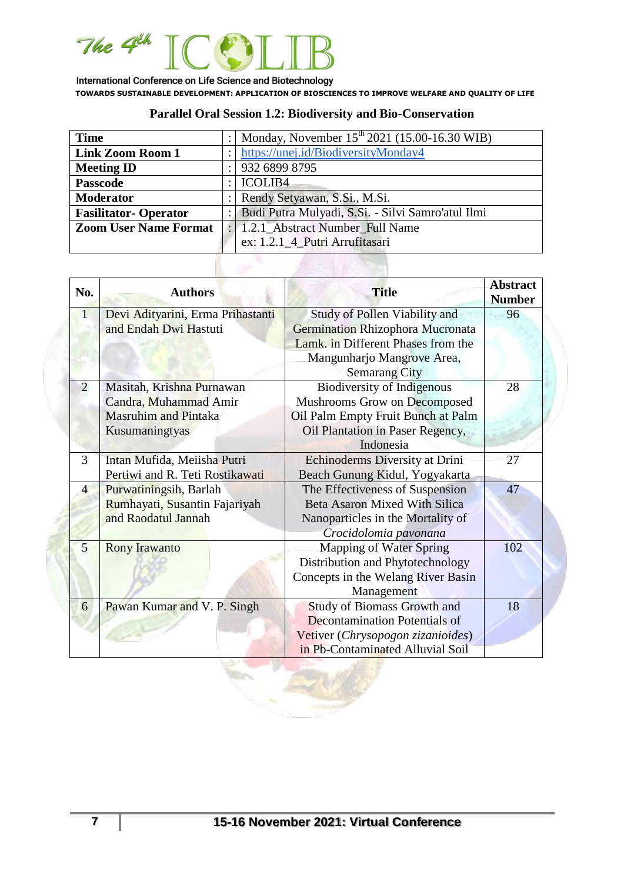## Parallel Oral Session 1.2: Biodiversity and Bio-Conservation

| | | |
|---|---|---|
| **Time** | : | Monday, November 15th 2021 (15.00-16.30 WIB) |
| **Link Zoom Room 1** | : | https://unej.id/BiodiversityMonday4 |
| **Meeting ID** | : | 932 6899 8795 |
| **Passcode** | : | ICOLIB4 |
| **Moderator** | : | Rendy Setyawan, S.Si., M.Si. |
| **Fasilitator- Operator** | : | Budi Putra Mulyadi, S.Si. - Silvi Samro'atul Ilmi |
| **Zoom User Name Format** | : | 1.2.1_Abstract Number_Full Name<br>ex: 1.2.1_4_Putri Arrufitasari |

| No. | Authors | Title | Abstract Number |
|---|---|---|---|
| 1 | Devi Adityarini, Erma Prihastanti and Endah Dwi Hastuti | Study of Pollen Viability and Germination Rhizophora Mucronata Lamk. in Different Phases from the Mangunharjo Mangrove Area, Semarang City | 96 |
| 2 | Masitah, Krishna Purnawan Candra, Muhammad Amir Masruhim and Pintaka Kusumaningtyas | Biodiversity of Indigenous Mushrooms Grow on Decomposed Oil Palm Empty Fruit Bunch at Palm Oil Plantation in Paser Regency, Indonesia | 28 |
| 3 | Intan Mufida, Meiisha Putri Pertiwi and R. Teti Rostikawati | Echinoderms Diversity at Drini Beach Gunung Kidul, Yogyakarta | 27 |
| 4 | Purwatiningsih, Barlah Rumhayati, Susantin Fajariyah and Raodatul Jannah | The Effectiveness of Suspension Beta Asaron Mixed With Silica Nanoparticles in the Mortality of *Crocidolomia pavonana* | 47 |
| 5 | Rony Irawanto | Mapping of Water Spring Distribution and Phytotechnology Concepts in the Welang River Basin Management | 102 |
| 6 | Pawan Kumar and V. P. Singh | Study of Biomass Growth and Decontamination Potentials of Vetiver (*Chrysopogon zizanioides*) in Pb-Contaminated Alluvial Soil | 18 |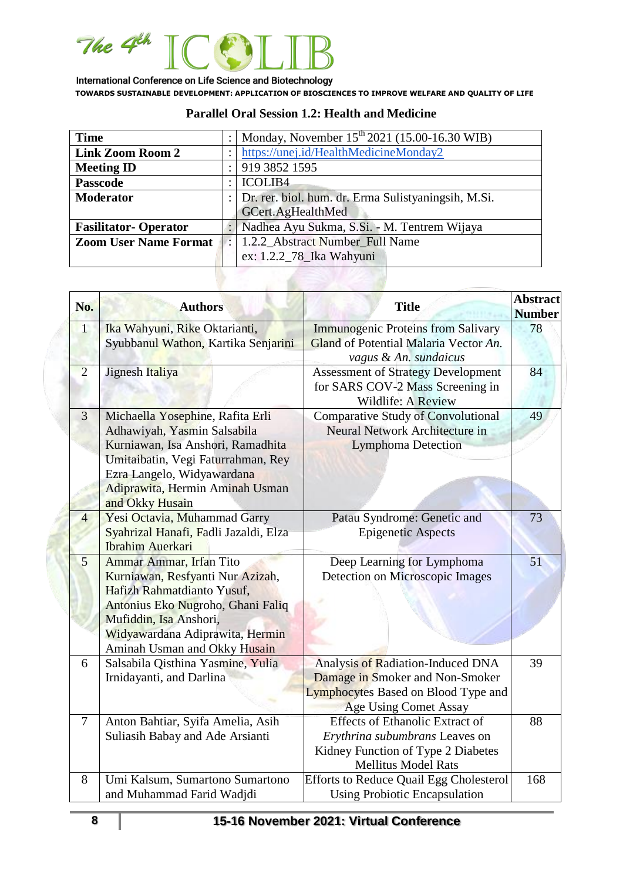## Parallel Oral Session 1.2: Health and Medicine

| | | |
|---|---|---|
| **Time** | : | Monday, November 15th 2021 (15.00-16.30 WIB) |
| **Link Zoom Room 2** | : | https://unej.id/HealthMedicineMonday2 |
| **Meeting ID** | : | 919 3852 1595 |
| **Passcode** | : | ICOLIB4 |
| **Moderator** | : | Dr. rer. biol. hum. dr. Erma Sulistyaningsih, M.Si. GCert.AgHealthMed |
| **Fasilitator- Operator** | : | Nadhea Ayu Sukma, S.Si. - M. Tentrem Wijaya |
| **Zoom User Name Format** | : | 1.2.2_Abstract Number_Full Name<br>ex: 1.2.2_78_Ika Wahyuni |

| No. | Authors | Title | Abstract Number |
|---|---|---|---|
| 1 | Ika Wahyuni, Rike Oktarianti, Syubbanul Wathon, Kartika Senjarini | Immunogenic Proteins from Salivary Gland of Potential Malaria Vector *An. vagus* & *An. sundaicus* | 78 |
| 2 | Jignesh Italiya | Assessment of Strategy Development for SARS COV-2 Mass Screening in Wildlife: A Review | 84 |
| 3 | Michaella Yosephine, Rafita Erli Adhawiyah, Yasmin Salsabila Kurniawan, Isa Anshori, Ramadhita Umitaibatin, Vegi Faturrahman, Rey Ezra Langelo, Widyawardana Adiprawita, Hermin Aminah Usman and Okky Husain | Comparative Study of Convolutional Neural Network Architecture in Lymphoma Detection | 49 |
| 4 | Yesi Octavia, Muhammad Garry Syahrizal Hanafi, Fadli Jazaldi, Elza Ibrahim Auerkari | Patau Syndrome: Genetic and Epigenetic Aspects | 73 |
| 5 | Ammar Ammar, Irfan Tito Kurniawan, Resfyanti Nur Azizah, Hafizh Rahmatdianto Yusuf, Antonius Eko Nugroho, Ghani Faliq Mufiddin, Isa Anshori, Widyawardana Adiprawita, Hermin Aminah Usman and Okky Husain | Deep Learning for Lymphoma Detection on Microscopic Images | 51 |
| 6 | Salsabila Qisthina Yasmine, Yulia Irnidayanti, and Darlina | Analysis of Radiation-Induced DNA Damage in Smoker and Non-Smoker Lymphocytes Based on Blood Type and Age Using Comet Assay | 39 |
| 7 | Anton Bahtiar, Syifa Amelia, Asih Suliasih Babay and Ade Arsianti | Effects of Ethanolic Extract of *Erythrina subumbrans* Leaves on Kidney Function of Type 2 Diabetes Mellitus Model Rats | 88 |
| 8 | Umi Kalsum, Sumartono Sumartono and Muhammad Farid Wadjdi | Efforts to Reduce Quail Egg Cholesterol Using Probiotic Encapsulation | 168 |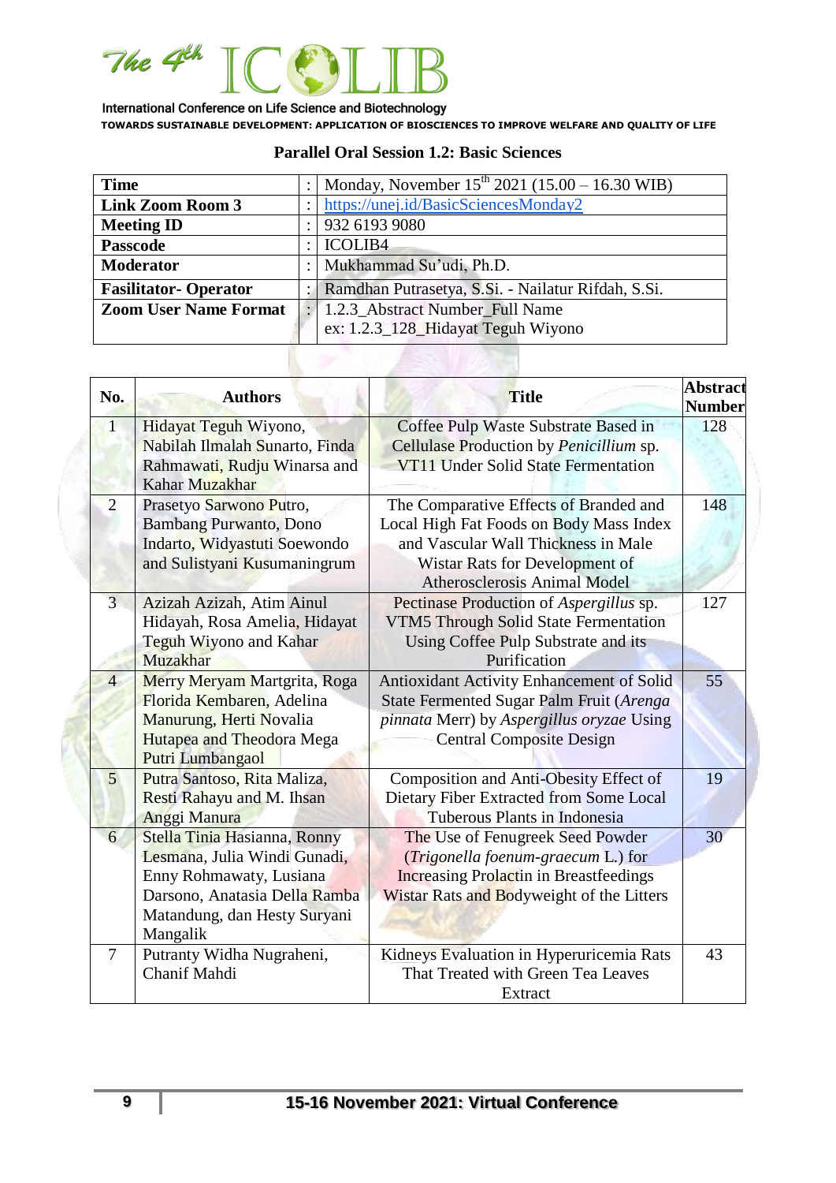## Parallel Oral Session 1.2: Basic Sciences

| | | |
|---|---|---|
| **Time** | : | Monday, November 15th 2021 (15.00 – 16.30 WIB) |
| **Link Zoom Room 3** | : | https://unej.id/BasicSciencesMonday2 |
| **Meeting ID** | : | 932 6193 9080 |
| **Passcode** | : | ICOLIB4 |
| **Moderator** | : | Mukhammad Su'udi, Ph.D. |
| **Fasilitator- Operator** | : | Ramdhan Putrasetya, S.Si. - Nailatur Rifdah, S.Si. |
| **Zoom User Name Format** | : | 1.2.3_Abstract Number_Full Name<br>ex: 1.2.3_128_Hidayat Teguh Wiyono |

| No. | Authors | Title | Abstract Number |
|---|---|---|---|
| 1 | Hidayat Teguh Wiyono, Nabilah Ilmalah Sunarto, Finda Rahmawati, Rudju Winarsa and Kahar Muzakhar | Coffee Pulp Waste Substrate Based in Cellulase Production by *Penicillium* sp. VT11 Under Solid State Fermentation | 128 |
| 2 | Prasetyo Sarwono Putro, Bambang Purwanto, Dono Indarto, Widyastuti Soewondo and Sulistyani Kusumaningrum | The Comparative Effects of Branded and Local High Fat Foods on Body Mass Index and Vascular Wall Thickness in Male Wistar Rats for Development of Atherosclerosis Animal Model | 148 |
| 3 | Azizah Azizah, Atim Ainul Hidayah, Rosa Amelia, Hidayat Teguh Wiyono and Kahar Muzakhar | Pectinase Production of *Aspergillus* sp. VTM5 Through Solid State Fermentation Using Coffee Pulp Substrate and its Purification | 127 |
| 4 | Merry Meryam Martgrita, Roga Florida Kembaren, Adelina Manurung, Herti Novalia Hutapea and Theodora Mega Putri Lumbangaol | Antioxidant Activity Enhancement of Solid State Fermented Sugar Palm Fruit (*Arenga pinnata* Merr) by *Aspergillus oryzae* Using Central Composite Design | 55 |
| 5 | Putra Santoso, Rita Maliza, Resti Rahayu and M. Ihsan Anggi Manura | Composition and Anti-Obesity Effect of Dietary Fiber Extracted from Some Local Tuberous Plants in Indonesia | 19 |
| 6 | Stella Tinia Hasianna, Ronny Lesmana, Julia Windi Gunadi, Enny Rohmawaty, Lusiana Darsono, Anatasia Della Ramba Matandung, dan Hesty Suryani Mangalik | The Use of Fenugreek Seed Powder (*Trigonella foenum-graecum* L.) for Increasing Prolactin in Breastfeedings Wistar Rats and Bodyweight of the Litters | 30 |
| 7 | Putranty Widha Nugraheni, Chanif Mahdi | Kidneys Evaluation in Hyperuricemia Rats That Treated with Green Tea Leaves Extract | 43 |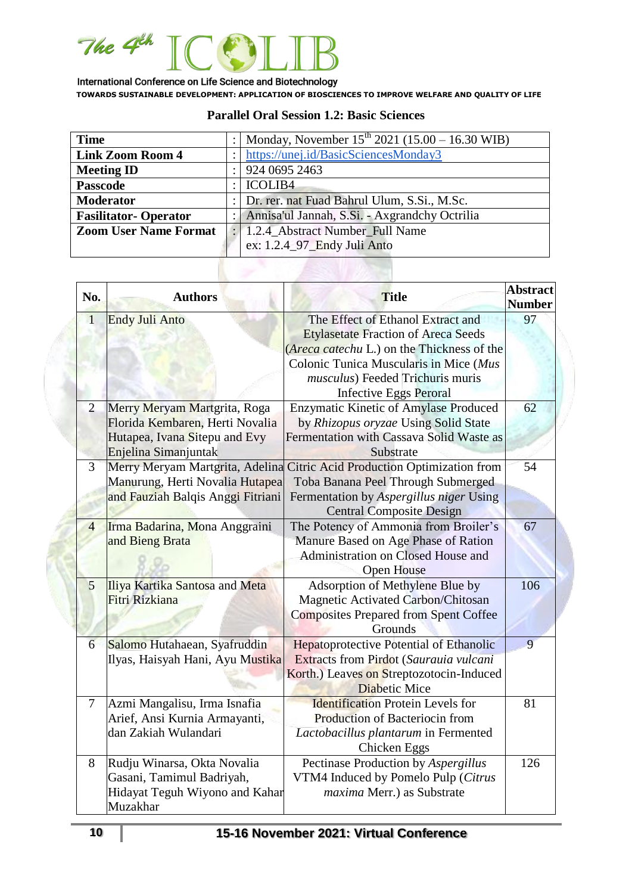## Parallel Oral Session 1.2: Basic Sciences

| | | |
|---|---|---|
| **Time** | : | Monday, November 15th 2021 (15.00 – 16.30 WIB) |
| **Link Zoom Room 4** | : | https://unej.id/BasicSciencesMonday3 |
| **Meeting ID** | : | 924 0695 2463 |
| **Passcode** | : | ICOLIB4 |
| **Moderator** | : | Dr. rer. nat Fuad Bahrul Ulum, S.Si., M.Sc. |
| **Fasilitator- Operator** | : | Annisa'ul Jannah, S.Si. - Axgrandchy Octrilia |
| **Zoom User Name Format** | : | 1.2.4_Abstract Number_Full Name<br>ex: 1.2.4_97_Endy Juli Anto |

| No. | Authors | Title | Abstract Number |
|---|---|---|---|
| 1 | Endy Juli Anto | The Effect of Ethanol Extract and Etylasetate Fraction of Areca Seeds (*Areca catechu* L.) on the Thickness of the Colonic Tunica Muscularis in Mice (*Mus musculus*) Feeded Trichuris muris Infective Eggs Peroral | 97 |
| 2 | Merry Meryam Martgrita, Roga Florida Kembaren, Herti Novalia Hutapea, Ivana Sitepu and Evy Enjelina Simanjuntak | Enzymatic Kinetic of Amylase Produced by *Rhizopus oryzae* Using Solid State Fermentation with Cassava Solid Waste as Substrate | 62 |
| 3 | Merry Meryam Martgrita, Adelina Manurung, Herti Novalia Hutapea and Fauziah Balqis Anggi Fitriani | Citric Acid Production Optimization from Toba Banana Peel Through Submerged Fermentation by *Aspergillus niger* Using Central Composite Design | 54 |
| 4 | Irma Badarina, Mona Anggraini and Bieng Brata | The Potency of Ammonia from Broiler's Manure Based on Age Phase of Ration Administration on Closed House and Open House | 67 |
| 5 | Iliya Kartika Santosa and Meta Fitri Rizkiana | Adsorption of Methylene Blue by Magnetic Activated Carbon/Chitosan Composites Prepared from Spent Coffee Grounds | 106 |
| 6 | Salomo Hutahaean, Syafruddin Ilyas, Haisyah Hani, Ayu Mustika | Hepatoprotective Potential of Ethanolic Extracts from Pirdot (*Saurauia vulcani* Korth.) Leaves on Streptozotocin-Induced Diabetic Mice | 9 |
| 7 | Azmi Mangalisu, Irma Isnafia Arief, Ansi Kurnia Armayanti, dan Zakiah Wulandari | Identification Protein Levels for Production of Bacteriocin from *Lactobacillus plantarum* in Fermented Chicken Eggs | 81 |
| 8 | Rudju Winarsa, Okta Novalia Gasani, Tamimul Badriyah, Hidayat Teguh Wiyono and Kahar Muzakhar | Pectinase Production by *Aspergillus* VTM4 Induced by Pomelo Pulp (*Citrus maxima* Merr.) as Substrate | 126 |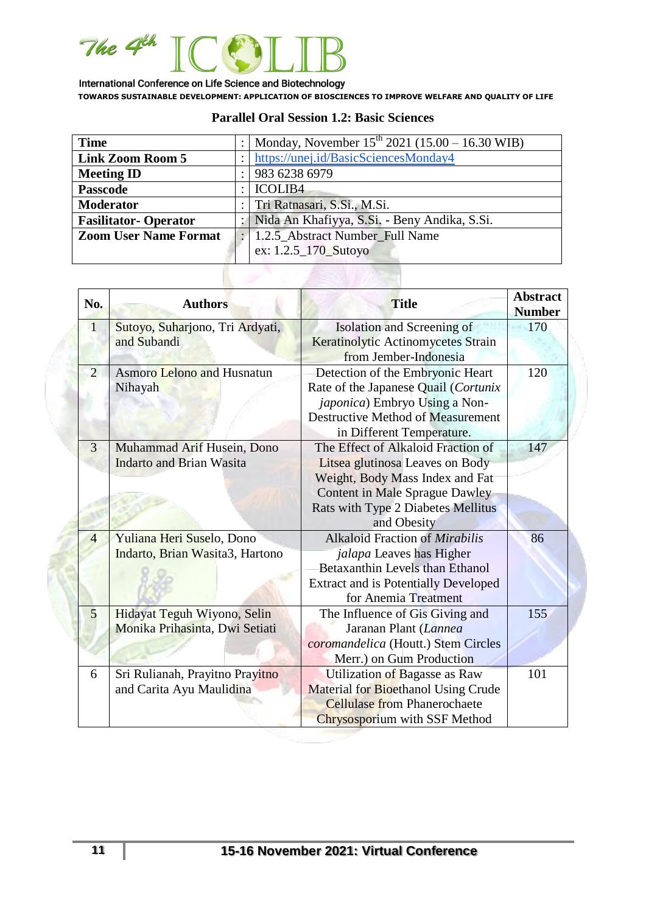## Parallel Oral Session 1.2: Basic Sciences

| | | |
|---|---|---|
| **Time** | : | Monday, November 15th 2021 (15.00 – 16.30 WIB) |
| **Link Zoom Room 5** | : | https://unej.id/BasicSciencesMonday4 |
| **Meeting ID** | : | 983 6238 6979 |
| **Passcode** | : | ICOLIB4 |
| **Moderator** | : | Tri Ratnasari, S.Si., M.Si. |
| **Fasilitator- Operator** | : | Nida An Khafiyya, S.Si. - Beny Andika, S.Si. |
| **Zoom User Name Format** | : | 1.2.5_Abstract Number_Full Name<br>ex: 1.2.5_170_Sutoyo |

| No. | Authors | Title | Abstract Number |
|---|---|---|---|
| 1 | Sutoyo, Suharjono, Tri Ardyati, and Subandi | Isolation and Screening of Keratinolytic Actinomycetes Strain from Jember-Indonesia | 170 |
| 2 | Asmoro Lelono and Husnatun Nihayah | Detection of the Embryonic Heart Rate of the Japanese Quail (*Cortunix japonica*) Embryo Using a Non-Destructive Method of Measurement in Different Temperature. | 120 |
| 3 | Muhammad Arif Husein, Dono Indarto and Brian Wasita | The Effect of Alkaloid Fraction of Litsea glutinosa Leaves on Body Weight, Body Mass Index and Fat Content in Male Sprague Dawley Rats with Type 2 Diabetes Mellitus and Obesity | 147 |
| 4 | Yuliana Heri Suselo, Dono Indarto, Brian Wasita3, Hartono | Alkaloid Fraction of *Mirabilis jalapa* Leaves has Higher Betaxanthin Levels than Ethanol Extract and is Potentially Developed for Anemia Treatment | 86 |
| 5 | Hidayat Teguh Wiyono, Selin Monika Prihasinta, Dwi Setiati | The Influence of Gis Giving and Jaranan Plant (*Lannea coromandelica* (Houtt.) Stem Circles Merr.) on Gum Production | 155 |
| 6 | Sri Rulianah, Prayitno Prayitno and Carita Ayu Maulidina | Utilization of Bagasse as Raw Material for Bioethanol Using Crude Cellulase from Phanerochaete Chrysosporium with SSF Method | 101 |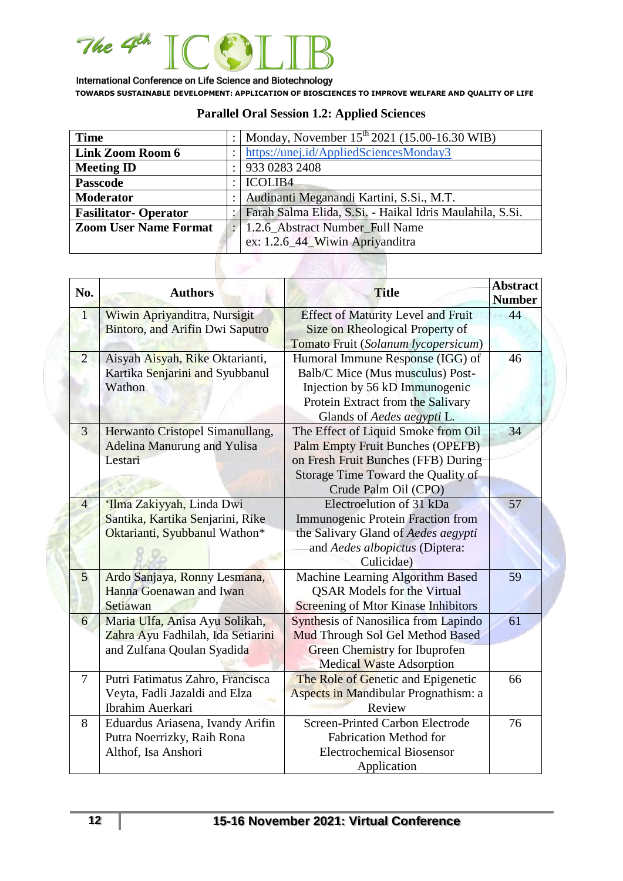## Parallel Oral Session 1.2: Applied Sciences

| | | |
|---|---|---|
| **Time** | : | Monday, November 15th 2021 (15.00-16.30 WIB) |
| **Link Zoom Room 6** | : | https://unej.id/AppliedSciencesMonday3 |
| **Meeting ID** | : | 933 0283 2408 |
| **Passcode** | : | ICOLIB4 |
| **Moderator** | : | Audinanti Meganandi Kartini, S.Si., M.T. |
| **Fasilitator- Operator** | : | Farah Salma Elida, S.Si. - Haikal Idris Maulahila, S.Si. |
| **Zoom User Name Format** | : | 1.2.6_Abstract Number_Full Name ex: 1.2.6_44_Wiwin Apriyanditra |

| No. | Authors | Title | Abstract Number |
|---|---|---|---|
| 1 | Wiwin Apriyanditra, Nursigit Bintoro, and Arifin Dwi Saputro | Effect of Maturity Level and Fruit Size on Rheological Property of Tomato Fruit (*Solanum lycopersicum*) | 44 |
| 2 | Aisyah Aisyah, Rike Oktarianti, Kartika Senjarini and Syubbanul Wathon | Humoral Immune Response (IGG) of Balb/C Mice (Mus musculus) Post-Injection by 56 kD Immunogenic Protein Extract from the Salivary Glands of *Aedes aegypti* L. | 46 |
| 3 | Herwanto Cristopel Simanullang, Adelina Manurung and Yulisa Lestari | The Effect of Liquid Smoke from Oil Palm Empty Fruit Bunches (OPEFB) on Fresh Fruit Bunches (FFB) During Storage Time Toward the Quality of Crude Palm Oil (CPO) | 34 |
| 4 | 'Ilma Zakiyyah, Linda Dwi Santika, Kartika Senjarini, Rike Oktarianti, Syubbanul Wathon* | Electroelution of 31 kDa Immunogenic Protein Fraction from the Salivary Gland of *Aedes aegypti* and *Aedes albopictus* (Diptera: Culicidae) | 57 |
| 5 | Ardo Sanjaya, Ronny Lesmana, Hanna Goenawan and Iwan Setiawan | Machine Learning Algorithm Based QSAR Models for the Virtual Screening of Mtor Kinase Inhibitors | 59 |
| 6 | Maria Ulfa, Anisa Ayu Solikah, Zahra Ayu Fadhilah, Ida Setiarini and Zulfana Qoulan Syadida | Synthesis of Nanosilica from Lapindo Mud Through Sol Gel Method Based Green Chemistry for Ibuprofen Medical Waste Adsorption | 61 |
| 7 | Putri Fatimatus Zahro, Francisca Veyta, Fadli Jazaldi and Elza Ibrahim Auerkari | The Role of Genetic and Epigenetic Aspects in Mandibular Prognathism: a Review | 66 |
| 8 | Eduardus Ariasena, Ivandy Arifin Putra Noerrizky, Raih Rona Althof, Isa Anshori | Screen-Printed Carbon Electrode Fabrication Method for Electrochemical Biosensor Application | 76 |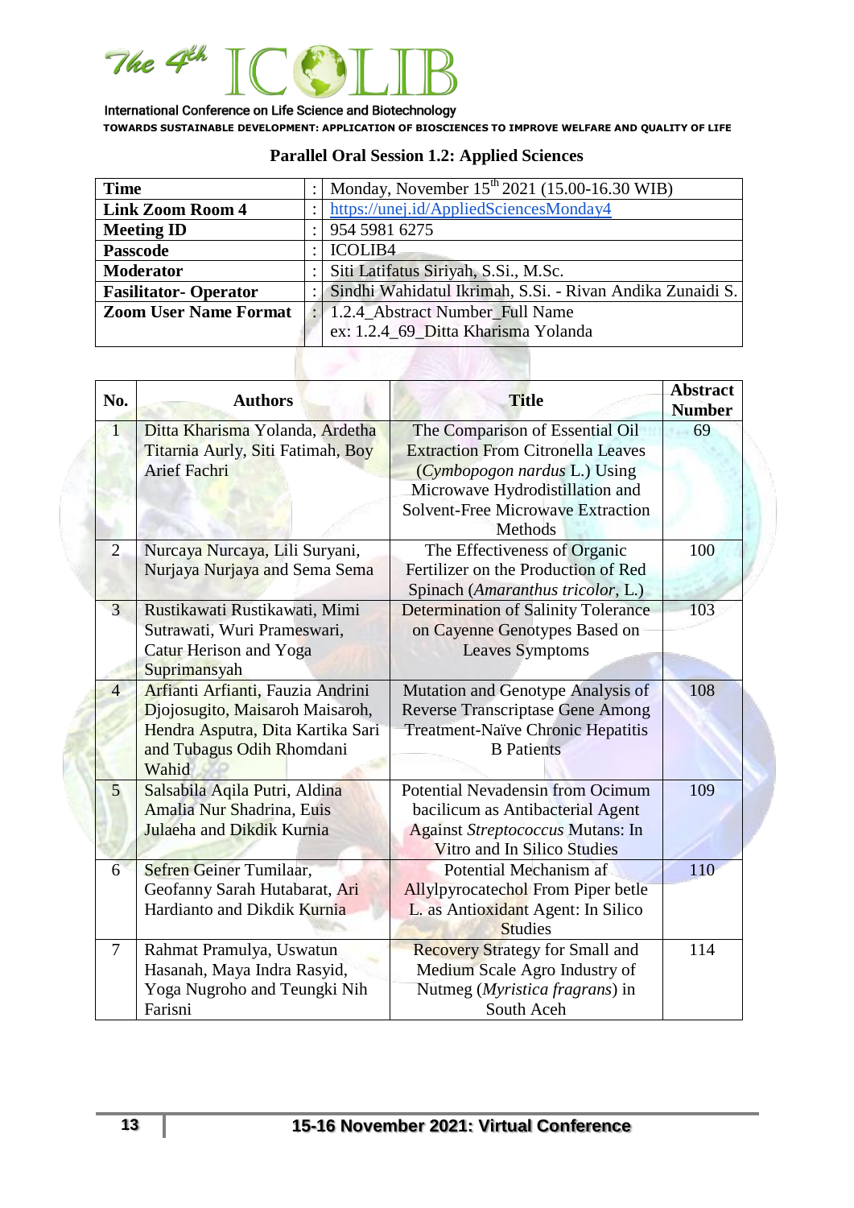## Parallel Oral Session 1.2: Applied Sciences

| | | |
|---|---|---|
| **Time** | : | Monday, November 15th 2021 (15.00-16.30 WIB) |
| **Link Zoom Room 4** | : | https://unej.id/AppliedSciencesMonday4 |
| **Meeting ID** | : | 954 5981 6275 |
| **Passcode** | : | ICOLIB4 |
| **Moderator** | : | Siti Latifatus Siriyah, S.Si., M.Sc. |
| **Fasilitator- Operator** | : | Sindhi Wahidatul Ikrimah, S.Si. - Rivan Andika Zunaidi S. |
| **Zoom User Name Format** | : | 1.2.4_Abstract Number_Full Name<br>ex: 1.2.4_69_Ditta Kharisma Yolanda |

| No. | Authors | Title | Abstract Number |
|---|---|---|---|
| 1 | Ditta Kharisma Yolanda, Ardetha Titarnia Aurly, Siti Fatimah, Boy Arief Fachri | The Comparison of Essential Oil Extraction From Citronella Leaves (*Cymbopogon nardus* L.) Using Microwave Hydrodistillation and Solvent-Free Microwave Extraction Methods | 69 |
| 2 | Nurcaya Nurcaya, Lili Suryani, Nurjaya Nurjaya and Sema Sema | The Effectiveness of Organic Fertilizer on the Production of Red Spinach (*Amaranthus tricolor*, L.) | 100 |
| 3 | Rustikawati Rustikawati, Mimi Sutrawati, Wuri Prameswari, Catur Herison and Yoga Suprimansyah | Determination of Salinity Tolerance on Cayenne Genotypes Based on Leaves Symptoms | 103 |
| 4 | Arfianti Arfianti, Fauzia Andrini Djojosugito, Maisaroh Maisaroh, Hendra Asputra, Dita Kartika Sari and Tubagus Odih Rhomdani Wahid | Mutation and Genotype Analysis of Reverse Transcriptase Gene Among Treatment-Naïve Chronic Hepatitis B Patients | 108 |
| 5 | Salsabila Aqila Putri, Aldina Amalia Nur Shadrina, Euis Julaeha and Dikdik Kurnia | Potential Nevadensin from Ocimum bacilicum as Antibacterial Agent Against *Streptococcus* Mutans: In Vitro and In Silico Studies | 109 |
| 6 | Sefren Geiner Tumilaar, Geofanny Sarah Hutabarat, Ari Hardianto and Dikdik Kurnia | Potential Mechanism af Allylpyrocatechol From Piper betle L. as Antioxidant Agent: In Silico Studies | 110 |
| 7 | Rahmat Pramulya, Uswatun Hasanah, Maya Indra Rasyid, Yoga Nugroho and Teungki Nih Farisni | Recovery Strategy for Small and Medium Scale Agro Industry of Nutmeg (*Myristica fragrans*) in South Aceh | 114 |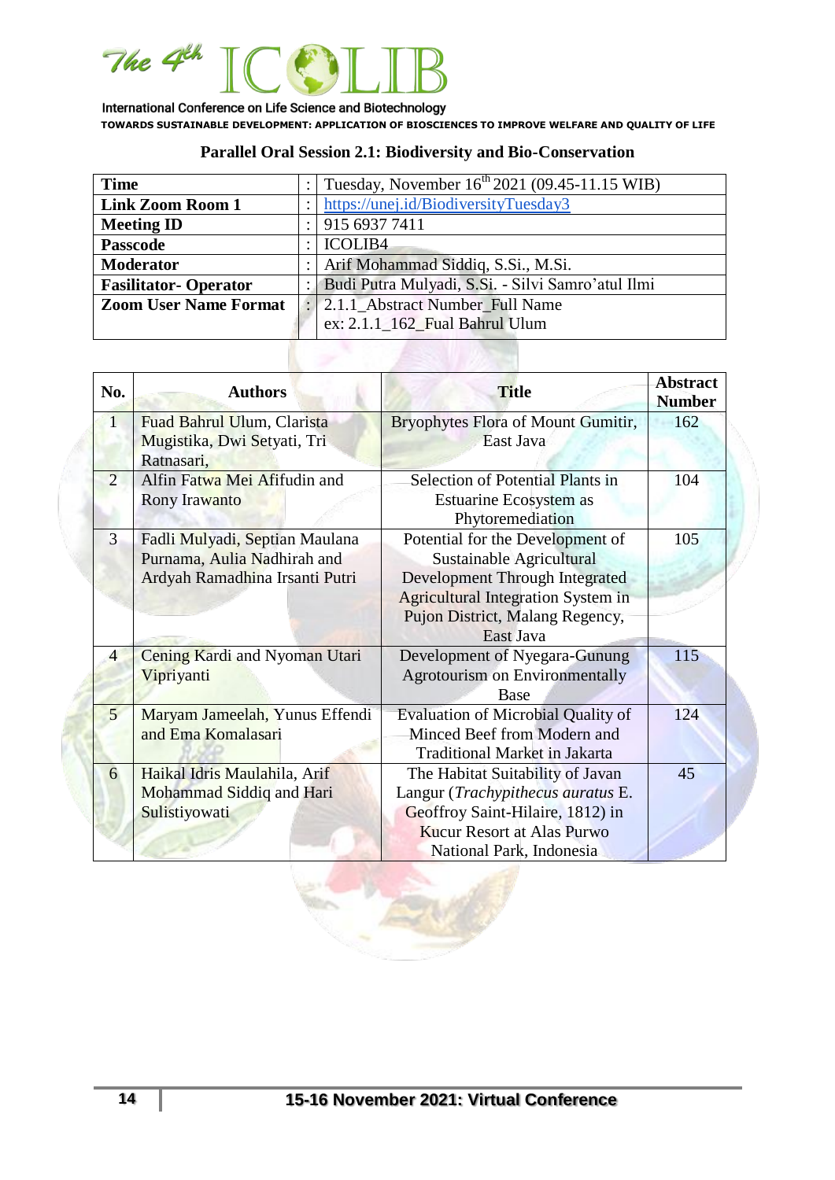## Parallel Oral Session 2.1: Biodiversity and Bio-Conservation

| | | |
|---|---|---|
| **Time** | : | Tuesday, November 16th 2021 (09.45-11.15 WIB) |
| **Link Zoom Room 1** | : | https://unej.id/BiodiversityTuesday3 |
| **Meeting ID** | : | 915 6937 7411 |
| **Passcode** | : | ICOLIB4 |
| **Moderator** | : | Arif Mohammad Siddiq, S.Si., M.Si. |
| **Fasilitator- Operator** | : | Budi Putra Mulyadi, S.Si. - Silvi Samro'atul Ilmi |
| **Zoom User Name Format** | : | 2.1.1_Abstract Number_Full Name<br>ex: 2.1.1_162_Fual Bahrul Ulum |

| No. | Authors | Title | Abstract Number |
|---|---|---|---|
| 1 | Fuad Bahrul Ulum, Clarista Mugistika, Dwi Setyati, Tri Ratnasari, | Bryophytes Flora of Mount Gumitir, East Java | 162 |
| 2 | Alfin Fatwa Mei Afifudin and Rony Irawanto | Selection of Potential Plants in Estuarine Ecosystem as Phytoremediation | 104 |
| 3 | Fadli Mulyadi, Septian Maulana Purnama, Aulia Nadhirah and Ardyah Ramadhina Irsanti Putri | Potential for the Development of Sustainable Agricultural Development Through Integrated Agricultural Integration System in Pujon District, Malang Regency, East Java | 105 |
| 4 | Cening Kardi and Nyoman Utari Vipriyanti | Development of Nyegara-Gunung Agrotourism on Environmentally Base | 115 |
| 5 | Maryam Jameelah, Yunus Effendi and Ema Komalasari | Evaluation of Microbial Quality of Minced Beef from Modern and Traditional Market in Jakarta | 124 |
| 6 | Haikal Idris Maulahila, Arif Mohammad Siddiq and Hari Sulistiyowati | The Habitat Suitability of Javan Langur (*Trachypithecus auratus* E. Geoffroy Saint-Hilaire, 1812) in Kucur Resort at Alas Purwo National Park, Indonesia | 45 |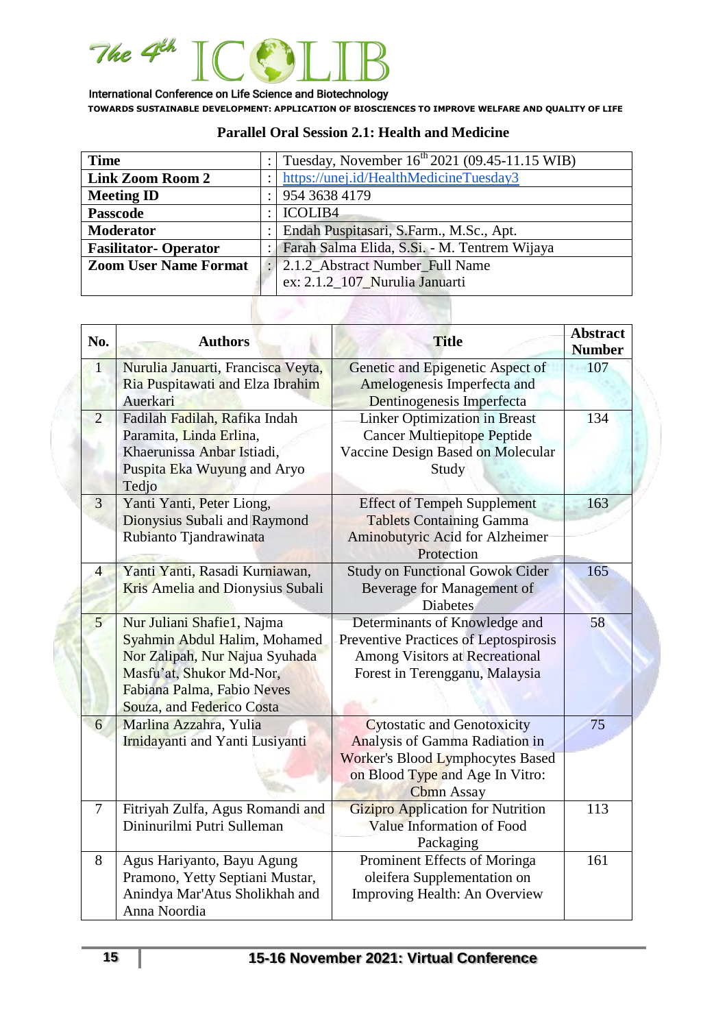## Parallel Oral Session 2.1: Health and Medicine

| | | |
|---|---|---|
| **Time** | : | Tuesday, November 16th 2021 (09.45-11.15 WIB) |
| **Link Zoom Room 2** | : | https://unej.id/HealthMedicineTuesday3 |
| **Meeting ID** | : | 954 3638 4179 |
| **Passcode** | : | ICOLIB4 |
| **Moderator** | : | Endah Puspitasari, S.Farm., M.Sc., Apt. |
| **Fasilitator- Operator** | : | Farah Salma Elida, S.Si. - M. Tentrem Wijaya |
| **Zoom User Name Format** | : | 2.1.2_Abstract Number_Full Name<br>ex: 2.1.2_107_Nurulia Januarti |

| No. | Authors | Title | Abstract Number |
|---|---|---|---|
| 1 | Nurulia Januarti, Francisca Veyta, Ria Puspitawati and Elza Ibrahim Auerkari | Genetic and Epigenetic Aspect of Amelogenesis Imperfecta and Dentinogenesis Imperfecta | 107 |
| 2 | Fadilah Fadilah, Rafika Indah Paramita, Linda Erlina, Khaerunissa Anbar Istiadi, Puspita Eka Wuyung and Aryo Tedjo | Linker Optimization in Breast Cancer Multiepitope Peptide Vaccine Design Based on Molecular Study | 134 |
| 3 | Yanti Yanti, Peter Liong, Dionysius Subali and Raymond Rubianto Tjandrawinata | Effect of Tempeh Supplement Tablets Containing Gamma Aminobutyric Acid for Alzheimer Protection | 163 |
| 4 | Yanti Yanti, Rasadi Kurniawan, Kris Amelia and Dionysius Subali | Study on Functional Gowok Cider Beverage for Management of Diabetes | 165 |
| 5 | Nur Juliani Shafie1, Najma Syahmin Abdul Halim, Mohamed Nor Zalipah, Nur Najua Syuhada Masfu'at, Shukor Md-Nor, Fabiana Palma, Fabio Neves Souza, and Federico Costa | Determinants of Knowledge and Preventive Practices of Leptospirosis Among Visitors at Recreational Forest in Terengganu, Malaysia | 58 |
| 6 | Marlina Azzahra, Yulia Irnidayanti and Yanti Lusiyanti | Cytostatic and Genotoxicity Analysis of Gamma Radiation in Worker's Blood Lymphocytes Based on Blood Type and Age In Vitro: Cbmn Assay | 75 |
| 7 | Fitriyah Zulfa, Agus Romandi and Dininurilmi Putri Sulleman | Gizipro Application for Nutrition Value Information of Food Packaging | 113 |
| 8 | Agus Hariyanto, Bayu Agung Pramono, Yetty Septiani Mustar, Anindya Mar'Atus Sholikhah and Anna Noordia | Prominent Effects of Moringa oleifera Supplementation on Improving Health: An Overview | 161 |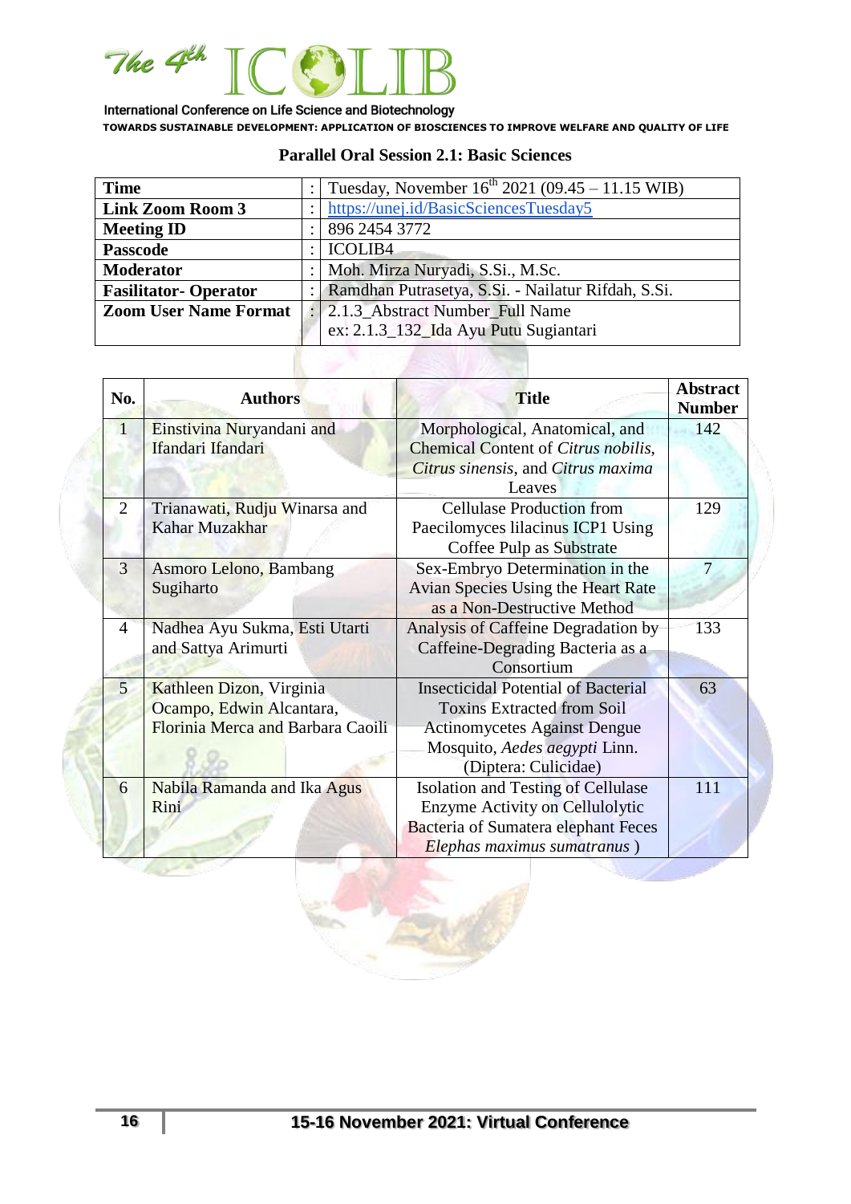## Parallel Oral Session 2.1: Basic Sciences

| | | |
|---|---|---|
| **Time** | : | Tuesday, November 16th 2021 (09.45 – 11.15 WIB) |
| **Link Zoom Room 3** | : | https://unej.id/BasicSciencesTuesday5 |
| **Meeting ID** | : | 896 2454 3772 |
| **Passcode** | : | ICOLIB4 |
| **Moderator** | : | Moh. Mirza Nuryadi, S.Si., M.Sc. |
| **Fasilitator- Operator** | : | Ramdhan Putrasetya, S.Si. - Nailatur Rifdah, S.Si. |
| **Zoom User Name Format** | : | 2.1.3_Abstract Number_Full Name<br>ex: 2.1.3_132_Ida Ayu Putu Sugiantari |

| No. | Authors | Title | Abstract Number |
|---|---|---|---|
| 1 | Einstivina Nuryandani and Ifandari Ifandari | Morphological, Anatomical, and Chemical Content of *Citrus nobilis*, *Citrus sinensis*, and *Citrus maxima* Leaves | 142 |
| 2 | Trianawati, Rudju Winarsa and Kahar Muzakhar | Cellulase Production from Paecilomyces lilacinus ICP1 Using Coffee Pulp as Substrate | 129 |
| 3 | Asmoro Lelono, Bambang Sugiharto | Sex-Embryo Determination in the Avian Species Using the Heart Rate as a Non-Destructive Method | 7 |
| 4 | Nadhea Ayu Sukma, Esti Utarti and Sattya Arimurti | Analysis of Caffeine Degradation by Caffeine-Degrading Bacteria as a Consortium | 133 |
| 5 | Kathleen Dizon, Virginia Ocampo, Edwin Alcantara, Florinia Merca and Barbara Caoili | Insecticidal Potential of Bacterial Toxins Extracted from Soil Actinomycetes Against Dengue Mosquito, *Aedes aegypti* Linn. (Diptera: Culicidae) | 63 |
| 6 | Nabila Ramanda and Ika Agus Rini | Isolation and Testing of Cellulase Enzyme Activity on Cellulolytic Bacteria of Sumatera elephant Feces *Elephas maximus sumatranus* ) | 111 |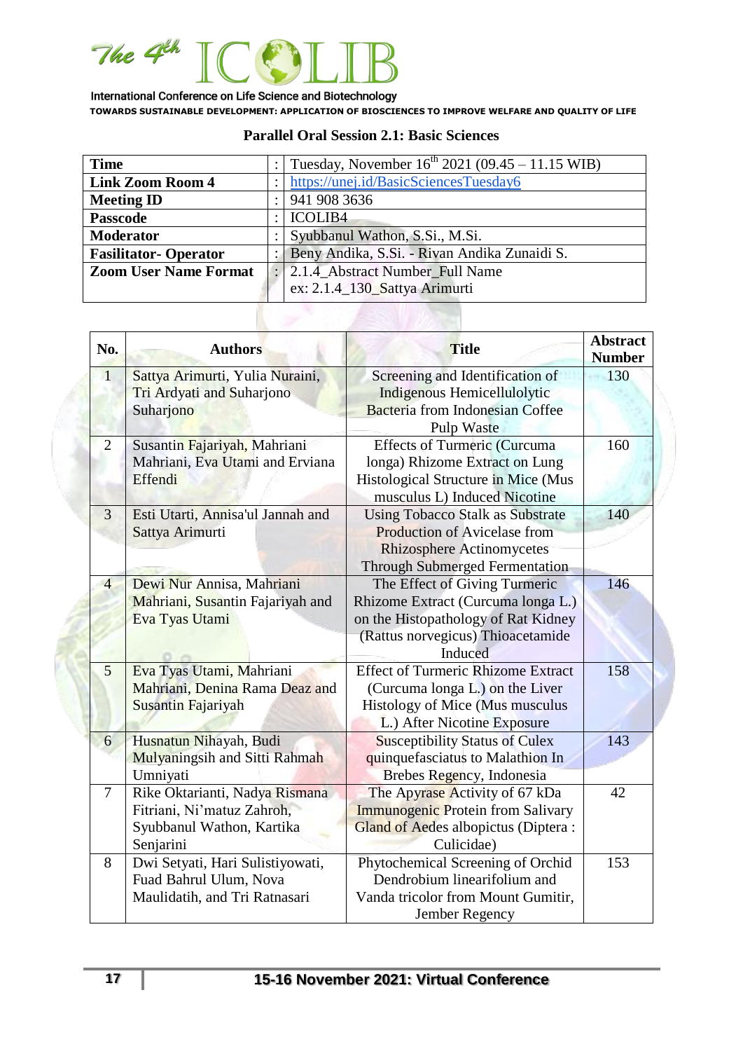## Parallel Oral Session 2.1: Basic Sciences

| | | |
|---|---|---|
| **Time** | : | Tuesday, November 16th 2021 (09.45 – 11.15 WIB) |
| **Link Zoom Room 4** | : | https://unej.id/BasicSciencesTuesday6 |
| **Meeting ID** | : | 941 908 3636 |
| **Passcode** | : | ICOLIB4 |
| **Moderator** | : | Syubbanul Wathon, S.Si., M.Si. |
| **Fasilitator- Operator** | : | Beny Andika, S.Si. - Rivan Andika Zunaidi S. |
| **Zoom User Name Format** | : | 2.1.4_Abstract Number_Full Name<br>ex: 2.1.4_130_Sattya Arimurti |

| No. | Authors | Title | Abstract Number |
|---|---|---|---|
| 1 | Sattya Arimurti, Yulia Nuraini, Tri Ardyati and Suharjono Suharjono | Screening and Identification of Indigenous Hemicellulolytic Bacteria from Indonesian Coffee Pulp Waste | 130 |
| 2 | Susantin Fajariyah, Mahriani Mahriani, Eva Utami and Erviana Effendi | Effects of Turmeric (Curcuma longa) Rhizome Extract on Lung Histological Structure in Mice (Mus musculus L) Induced Nicotine | 160 |
| 3 | Esti Utarti, Annisa'ul Jannah and Sattya Arimurti | Using Tobacco Stalk as Substrate Production of Avicelase from Rhizosphere Actinomycetes Through Submerged Fermentation | 140 |
| 4 | Dewi Nur Annisa, Mahriani Mahriani, Susantin Fajariyah and Eva Tyas Utami | The Effect of Giving Turmeric Rhizome Extract (Curcuma longa L.) on the Histopathology of Rat Kidney (Rattus norvegicus) Thioacetamide Induced | 146 |
| 5 | Eva Tyas Utami, Mahriani Mahriani, Denina Rama Deaz and Susantin Fajariyah | Effect of Turmeric Rhizome Extract (Curcuma longa L.) on the Liver Histology of Mice (Mus musculus L.) After Nicotine Exposure | 158 |
| 6 | Husnatun Nihayah, Budi Mulyaningsih and Sitti Rahmah Umniyati | Susceptibility Status of Culex quinquefasciatus to Malathion In Brebes Regency, Indonesia | 143 |
| 7 | Rike Oktarianti, Nadya Rismana Fitriani, Ni'matuz Zahroh, Syubbanul Wathon, Kartika Senjarini | The Apyrase Activity of 67 kDa Immunogenic Protein from Salivary Gland of Aedes albopictus (Diptera : Culicidae) | 42 |
| 8 | Dwi Setyati, Hari Sulistiyowati, Fuad Bahrul Ulum, Nova Maulidatih, and Tri Ratnasari | Phytochemical Screening of Orchid Dendrobium linearifolium and Vanda tricolor from Mount Gumitir, Jember Regency | 153 |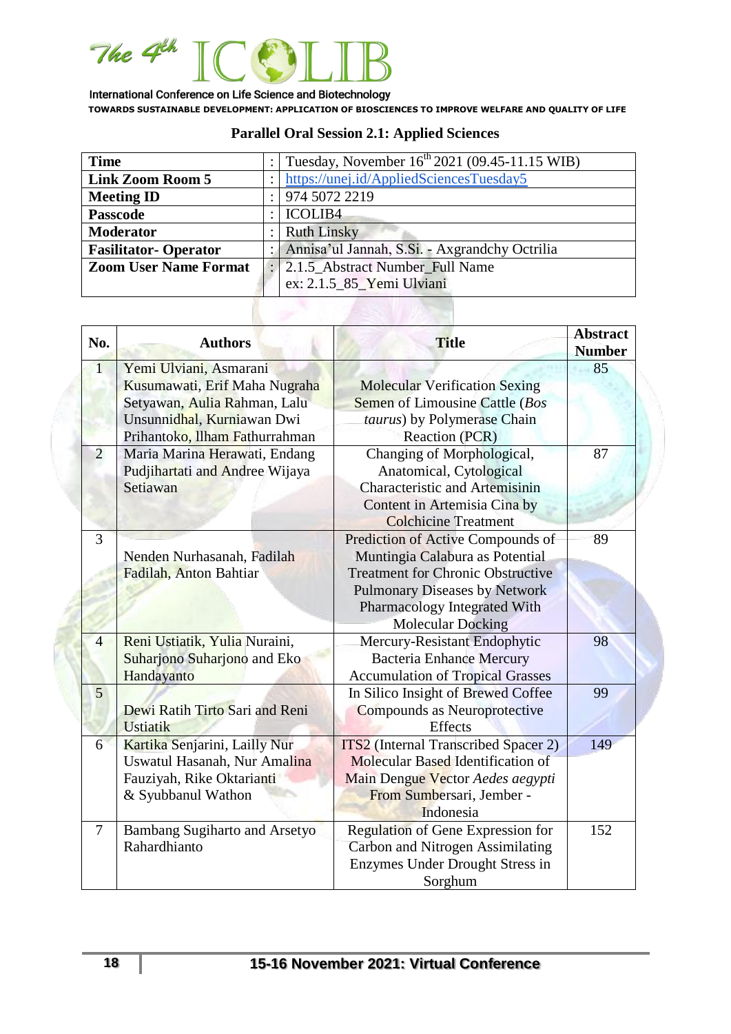## Parallel Oral Session 2.1: Applied Sciences

| | | |
|---|---|---|
| **Time** | : | Tuesday, November 16th 2021 (09.45-11.15 WIB) |
| **Link Zoom Room 5** | : | https://unej.id/AppliedSciencesTuesday5 |
| **Meeting ID** | : | 974 5072 2219 |
| **Passcode** | : | ICOLIB4 |
| **Moderator** | : | Ruth Linsky |
| **Fasilitator- Operator** | : | Annisa'ul Jannah, S.Si. - Axgrandchy Octrilia |
| **Zoom User Name Format** | : | 2.1.5_Abstract Number_Full Name<br>ex: 2.1.5_85_Yemi Ulviani |

| No. | Authors | Title | Abstract Number |
|---|---|---|---|
| 1 | Yemi Ulviani, Asmarani Kusumawati, Erif Maha Nugraha Setyawan, Aulia Rahman, Lalu Unsunnidhal, Kurniawan Dwi Prihantoko, Ilham Fathurrahman | Molecular Verification Sexing Semen of Limousine Cattle (*Bos taurus*) by Polymerase Chain Reaction (PCR) | 85 |
| 2 | Maria Marina Herawati, Endang Pudjihartati and Andree Wijaya Setiawan | Changing of Morphological, Anatomical, Cytological Characteristic and Artemisinin Content in Artemisia Cina by Colchicine Treatment | 87 |
| 3 | Nenden Nurhasanah, Fadilah Fadilah, Anton Bahtiar | Prediction of Active Compounds of Muntingia Calabura as Potential Treatment for Chronic Obstructive Pulmonary Diseases by Network Pharmacology Integrated With Molecular Docking | 89 |
| 4 | Reni Ustiatik, Yulia Nuraini, Suharjono Suharjono and Eko Handayanto | Mercury-Resistant Endophytic Bacteria Enhance Mercury Accumulation of Tropical Grasses | 98 |
| 5 | Dewi Ratih Tirto Sari and Reni Ustiatik | In Silico Insight of Brewed Coffee Compounds as Neuroprotective Effects | 99 |
| 6 | Kartika Senjarini, Lailly Nur Uswatul Hasanah, Nur Amalina Fauziyah, Rike Oktarianti & Syubbanul Wathon | ITS2 (Internal Transcribed Spacer 2) Molecular Based Identification of Main Dengue Vector *Aedes aegypti* From Sumbersari, Jember - Indonesia | 149 |
| 7 | Bambang Sugiharto and Arsetyo Rahardhianto | Regulation of Gene Expression for Carbon and Nitrogen Assimilating Enzymes Under Drought Stress in Sorghum | 152 |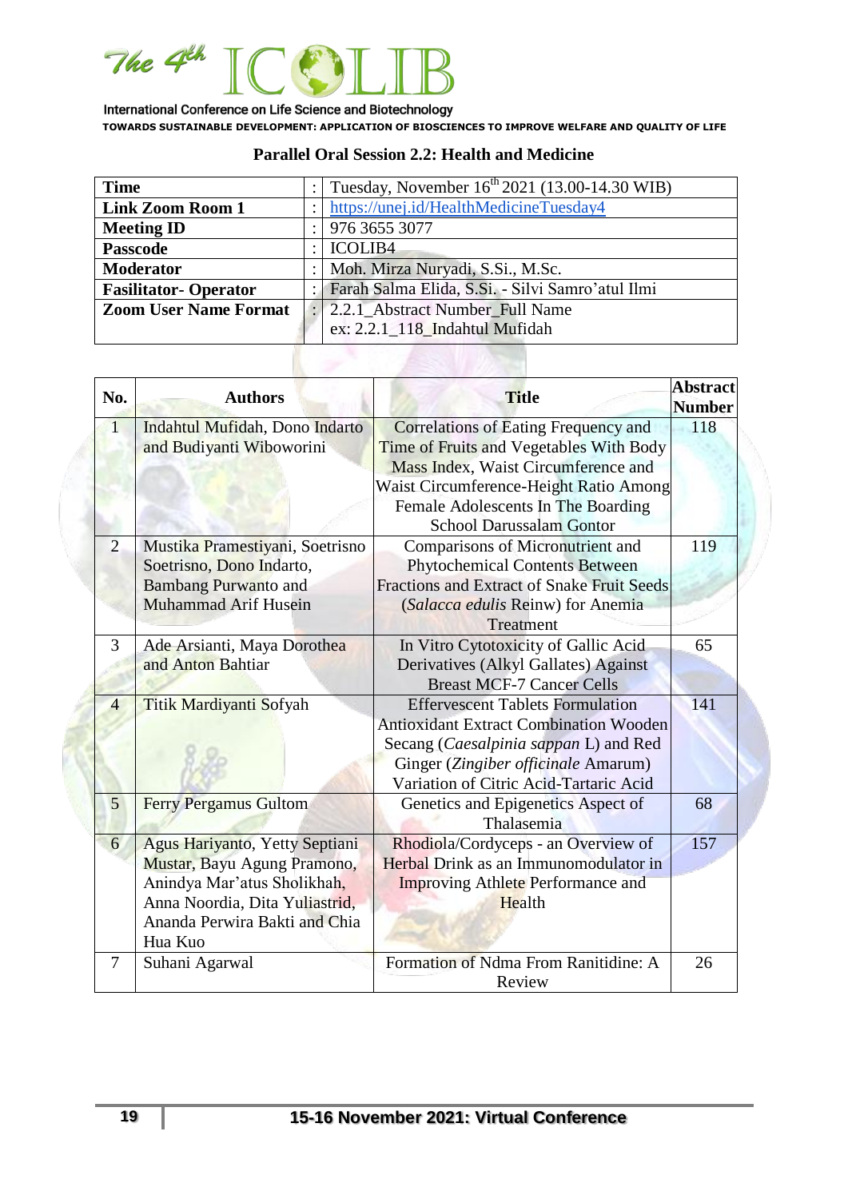## Parallel Oral Session 2.2: Health and Medicine

| | | |
|---|---|---|
| **Time** | : | Tuesday, November 16th 2021 (13.00-14.30 WIB) |
| **Link Zoom Room 1** | : | https://unej.id/HealthMedicineTuesday4 |
| **Meeting ID** | : | 976 3655 3077 |
| **Passcode** | : | ICOLIB4 |
| **Moderator** | : | Moh. Mirza Nuryadi, S.Si., M.Sc. |
| **Fasilitator- Operator** | : | Farah Salma Elida, S.Si. - Silvi Samro'atul Ilmi |
| **Zoom User Name Format** | : | 2.2.1_Abstract Number_Full Name<br>ex: 2.2.1_118_Indahtul Mufidah |

| No. | Authors | Title | Abstract Number |
|---|---|---|---|
| 1 | Indahtul Mufidah, Dono Indarto and Budiyanti Wiboworini | Correlations of Eating Frequency and Time of Fruits and Vegetables With Body Mass Index, Waist Circumference and Waist Circumference-Height Ratio Among Female Adolescents In The Boarding School Darussalam Gontor | 118 |
| 2 | Mustika Pramestiyani, Soetrisno Soetrisno, Dono Indarto, Bambang Purwanto and Muhammad Arif Husein | Comparisons of Micronutrient and Phytochemical Contents Between Fractions and Extract of Snake Fruit Seeds (*Salacca edulis* Reinw) for Anemia Treatment | 119 |
| 3 | Ade Arsianti, Maya Dorothea and Anton Bahtiar | In Vitro Cytotoxicity of Gallic Acid Derivatives (Alkyl Gallates) Against Breast MCF-7 Cancer Cells | 65 |
| 4 | Titik Mardiyanti Sofyah | Effervescent Tablets Formulation Antioxidant Extract Combination Wooden Secang (*Caesalpinia sappan* L) and Red Ginger (*Zingiber officinale* Amarum) Variation of Citric Acid-Tartaric Acid | 141 |
| 5 | Ferry Pergamus Gultom | Genetics and Epigenetics Aspect of Thalasemia | 68 |
| 6 | Agus Hariyanto, Yetty Septiani Mustar, Bayu Agung Pramono, Anindya Mar'atus Sholikhah, Anna Noordia, Dita Yuliastrid, Ananda Perwira Bakti and Chia Hua Kuo | Rhodiola/Cordyceps - an Overview of Herbal Drink as an Immunomodulator in Improving Athlete Performance and Health | 157 |
| 7 | Suhani Agarwal | Formation of Ndma From Ranitidine: A Review | 26 |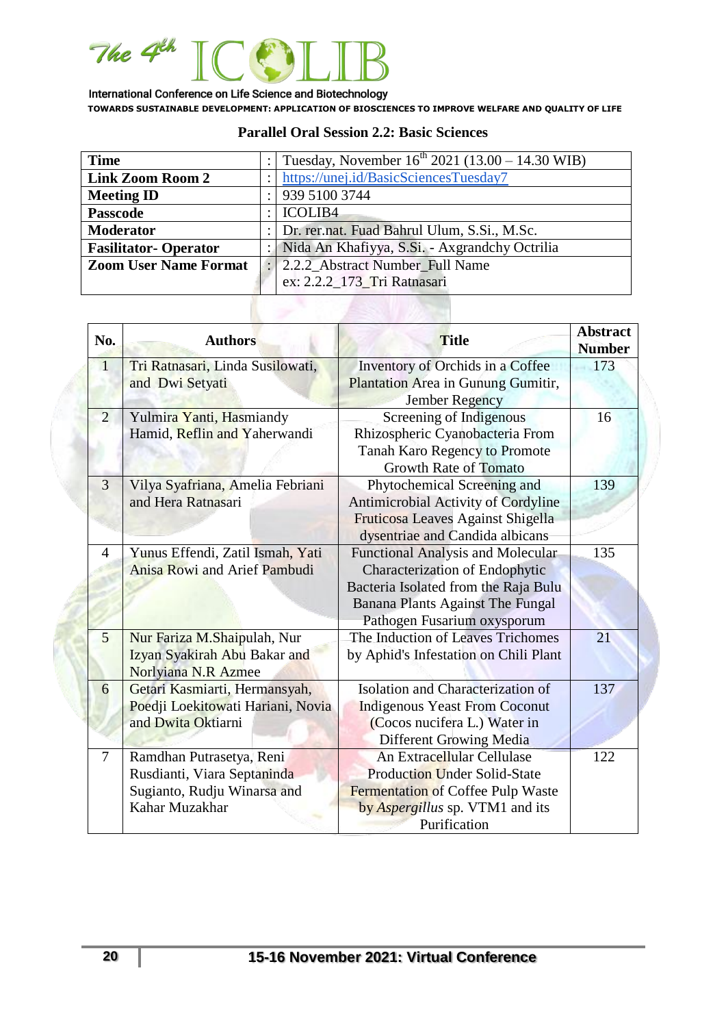## Parallel Oral Session 2.2: Basic Sciences

| | | |
|---|---|---|
| **Time** | : | Tuesday, November 16th 2021 (13.00 – 14.30 WIB) |
| **Link Zoom Room 2** | : | https://unej.id/BasicSciencesTuesday7 |
| **Meeting ID** | : | 939 5100 3744 |
| **Passcode** | : | ICOLIB4 |
| **Moderator** | : | Dr. rer.nat. Fuad Bahrul Ulum, S.Si., M.Sc. |
| **Fasilitator- Operator** | : | Nida An Khafiyya, S.Si. - Axgrandchy Octrilia |
| **Zoom User Name Format** | : | 2.2.2_Abstract Number_Full Name<br>ex: 2.2.2_173_Tri Ratnasari |

| No. | Authors | Title | Abstract Number |
|---|---|---|---|
| 1 | Tri Ratnasari, Linda Susilowati, and Dwi Setyati | Inventory of Orchids in a Coffee Plantation Area in Gunung Gumitir, Jember Regency | 173 |
| 2 | Yulmira Yanti, Hasmiandy Hamid, Reflin and Yaherwandi | Screening of Indigenous Rhizospheric Cyanobacteria From Tanah Karo Regency to Promote Growth Rate of Tomato | 16 |
| 3 | Vilya Syafriana, Amelia Febriani and Hera Ratnasari | Phytochemical Screening and Antimicrobial Activity of Cordyline Fruticosa Leaves Against Shigella dysentriae and Candida albicans | 139 |
| 4 | Yunus Effendi, Zatil Ismah, Yati Anisa Rowi and Arief Pambudi | Functional Analysis and Molecular Characterization of Endophytic Bacteria Isolated from the Raja Bulu Banana Plants Against The Fungal Pathogen Fusarium oxysporum | 135 |
| 5 | Nur Fariza M.Shaipulah, Nur Izyan Syakirah Abu Bakar and Norlyiana N.R Azmee | The Induction of Leaves Trichomes by Aphid's Infestation on Chili Plant | 21 |
| 6 | Getari Kasmiarti, Hermansyah, Poedji Loekitowati Hariani, Novia and Dwita Oktiarni | Isolation and Characterization of Indigenous Yeast From Coconut (Cocos nucifera L.) Water in Different Growing Media | 137 |
| 7 | Ramdhan Putrasetya, Reni Rusdianti, Viara Septaninda Sugianto, Rudju Winarsa and Kahar Muzakhar | An Extracellular Cellulase Production Under Solid-State Fermentation of Coffee Pulp Waste by *Aspergillus* sp. VTM1 and its Purification | 122 |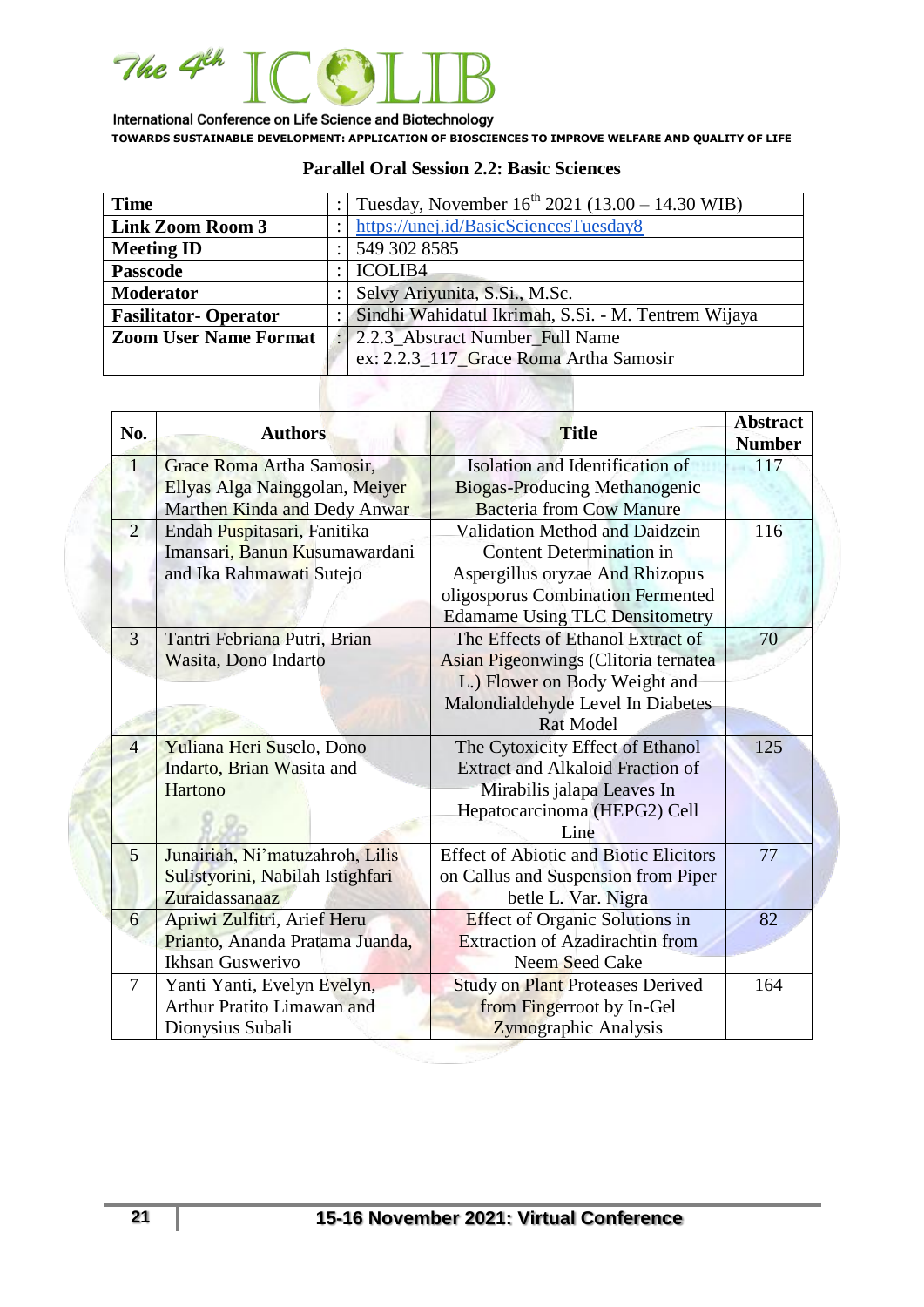## Parallel Oral Session 2.2: Basic Sciences

| | | |
|---|---|---|
| **Time** | : | Tuesday, November 16th 2021 (13.00 – 14.30 WIB) |
| **Link Zoom Room 3** | : | https://unej.id/BasicSciencesTuesday8 |
| **Meeting ID** | : | 549 302 8585 |
| **Passcode** | : | ICOLIB4 |
| **Moderator** | : | Selvy Ariyunita, S.Si., M.Sc. |
| **Fasilitator- Operator** | : | Sindhi Wahidatul Ikrimah, S.Si. - M. Tentrem Wijaya |
| **Zoom User Name Format** | : | 2.2.3_Abstract Number_Full Name<br>ex: 2.2.3_117_Grace Roma Artha Samosir |

| No. | Authors | Title | Abstract Number |
|---|---|---|---|
| 1 | Grace Roma Artha Samosir, Ellyas Alga Nainggolan, Meiyer Marthen Kinda and Dedy Anwar | Isolation and Identification of Biogas-Producing Methanogenic Bacteria from Cow Manure | 117 |
| 2 | Endah Puspitasari, Fanitika Imansari, Banun Kusumawardani and Ika Rahmawati Sutejo | Validation Method and Daidzein Content Determination in Aspergillus oryzae And Rhizopus oligosporus Combination Fermented Edamame Using TLC Densitometry | 116 |
| 3 | Tantri Febriana Putri, Brian Wasita, Dono Indarto | The Effects of Ethanol Extract of Asian Pigeonwings (Clitoria ternatea L.) Flower on Body Weight and Malondialdehyde Level In Diabetes Rat Model | 70 |
| 4 | Yuliana Heri Suselo, Dono Indarto, Brian Wasita and Hartono | The Cytoxicity Effect of Ethanol Extract and Alkaloid Fraction of Mirabilis jalapa Leaves In Hepatocarcinoma (HEPG2) Cell Line | 125 |
| 5 | Junairiah, Ni'matuzahroh, Lilis Sulistyorini, Nabilah Istighfari Zuraidassanaaz | Effect of Abiotic and Biotic Elicitors on Callus and Suspension from Piper betle L. Var. Nigra | 77 |
| 6 | Apriwi Zulfitri, Arief Heru Prianto, Ananda Pratama Juanda, Ikhsan Guswerivo | Effect of Organic Solutions in Extraction of Azadirachtin from Neem Seed Cake | 82 |
| 7 | Yanti Yanti, Evelyn Evelyn, Arthur Pratito Limawan and Dionysius Subali | Study on Plant Proteases Derived from Fingerroot by In-Gel Zymographic Analysis | 164 |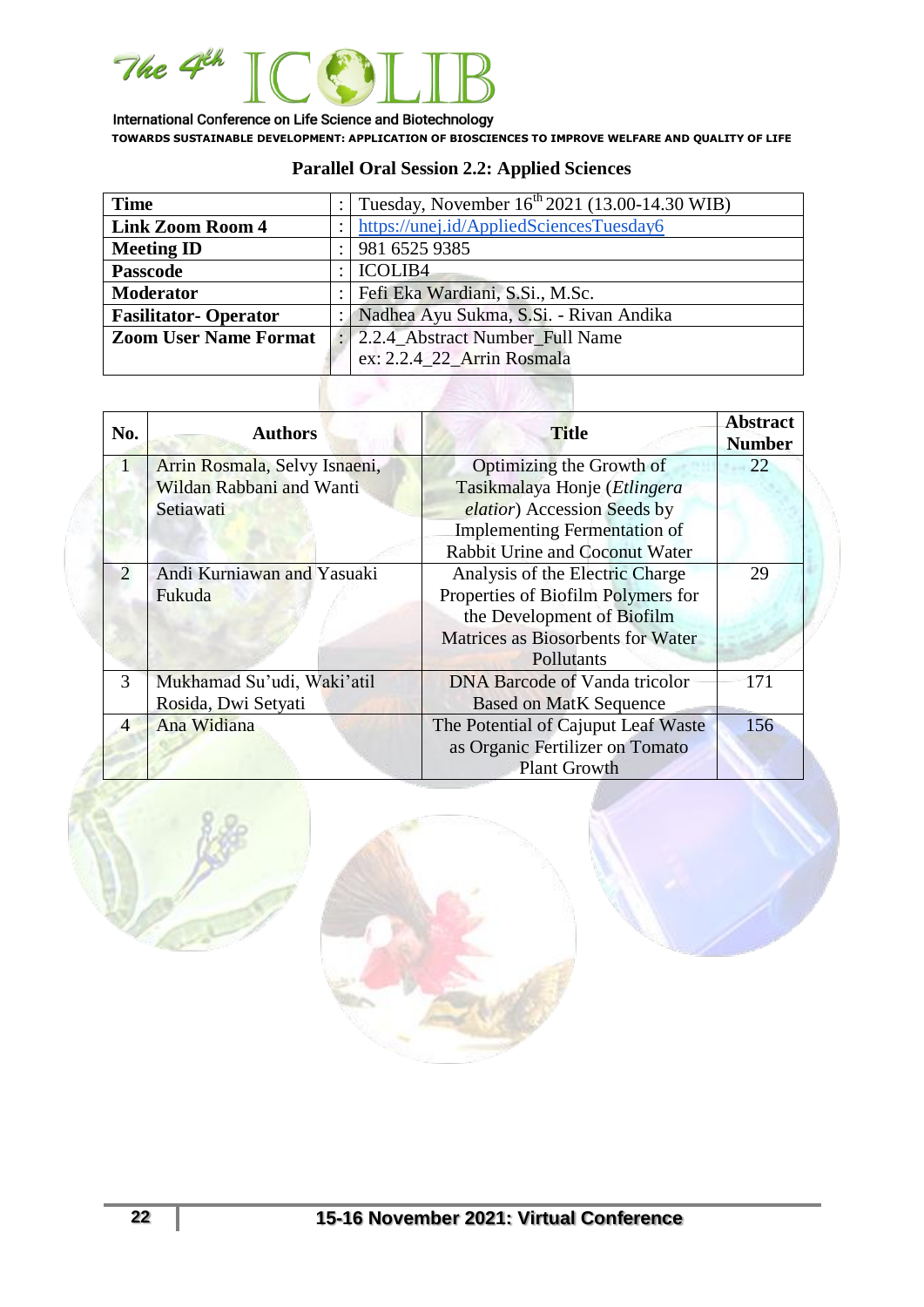## Parallel Oral Session 2.2: Applied Sciences

| | | |
|---|---|---|
| **Time** | : | Tuesday, November 16th 2021 (13.00-14.30 WIB) |
| **Link Zoom Room 4** | : | https://unej.id/AppliedSciencesTuesday6 |
| **Meeting ID** | : | 981 6525 9385 |
| **Passcode** | : | ICOLIB4 |
| **Moderator** | : | Fefi Eka Wardiani, S.Si., M.Sc. |
| **Fasilitator- Operator** | : | Nadhea Ayu Sukma, S.Si. - Rivan Andika |
| **Zoom User Name Format** | : | 2.2.4_Abstract Number_Full Name<br>ex: 2.2.4_22_Arrin Rosmala |

| No. | Authors | Title | Abstract Number |
|---|---|---|---|
| 1 | Arrin Rosmala, Selvy Isnaeni, Wildan Rabbani and Wanti Setiawati | Optimizing the Growth of Tasikmalaya Honje (*Etlingera elatior*) Accession Seeds by Implementing Fermentation of Rabbit Urine and Coconut Water | 22 |
| 2 | Andi Kurniawan and Yasuaki Fukuda | Analysis of the Electric Charge Properties of Biofilm Polymers for the Development of Biofilm Matrices as Biosorbents for Water Pollutants | 29 |
| 3 | Mukhamad Su'udi, Waki'atil Rosida, Dwi Setyati | DNA Barcode of Vanda tricolor Based on MatK Sequence | 171 |
| 4 | Ana Widiana | The Potential of Cajuput Leaf Waste as Organic Fertilizer on Tomato Plant Growth | 156 |